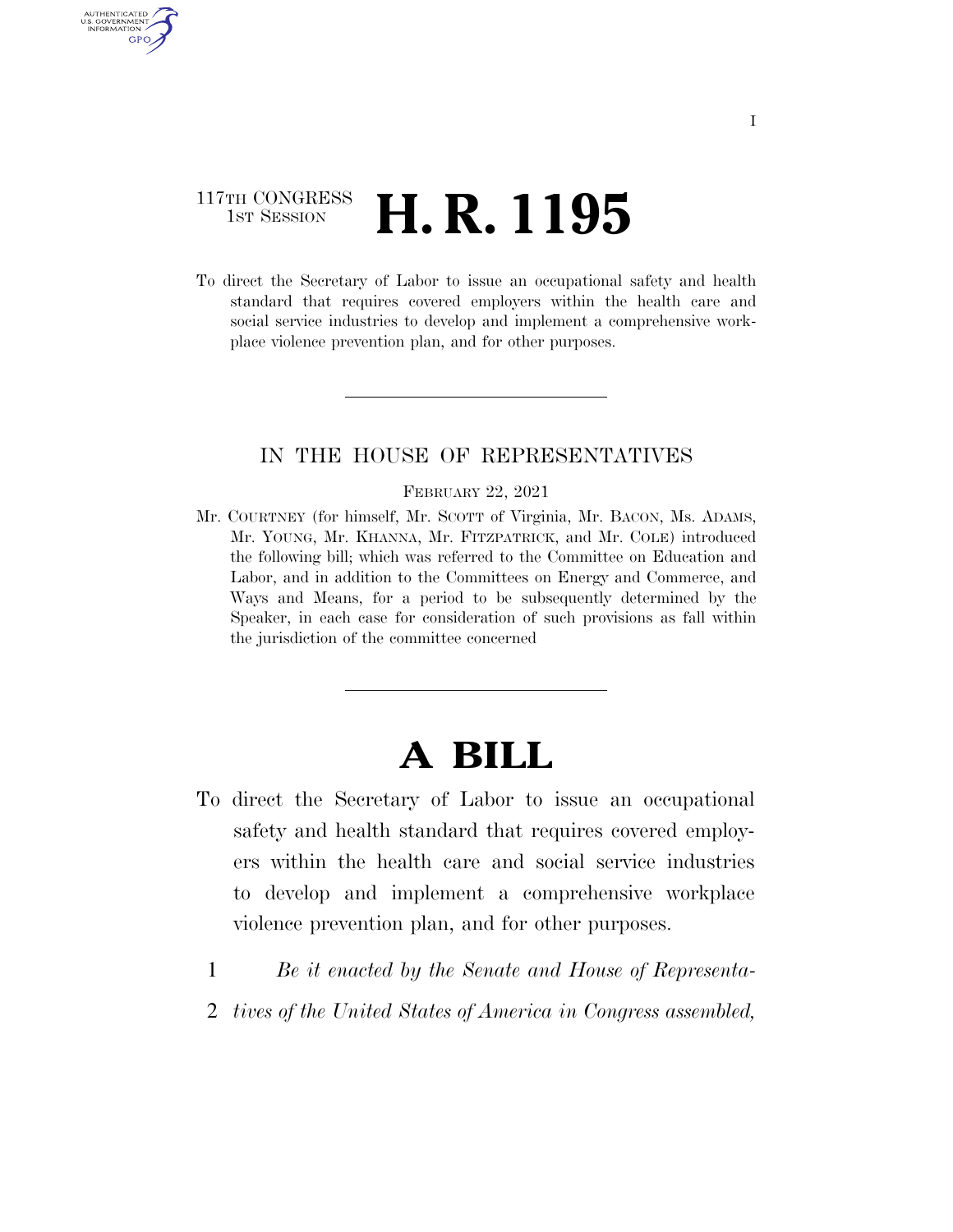117TH CONGRESS
1ST SESSION

# H. R. 1195

To direct the Secretary of Labor to issue an occupational safety and health standard that requires covered employers within the health care and social service industries to develop and implement a comprehensive workplace violence prevention plan, and for other purposes.

---

IN THE HOUSE OF REPRESENTATIVES

FEBRUARY 22, 2021

Mr. COURTNEY (for himself, Mr. SCOTT of Virginia, Mr. BACON, Ms. ADAMS, Mr. YOUNG, Mr. KHANNA, Mr. FITZPATRICK, and Mr. COLE) introduced the following bill; which was referred to the Committee on Education and Labor, and in addition to the Committees on Energy and Commerce, and Ways and Means, for a period to be subsequently determined by the Speaker, in each case for consideration of such provisions as fall within the jurisdiction of the committee concerned

---

# A BILL

To direct the Secretary of Labor to issue an occupational safety and health standard that requires covered employers within the health care and social service industries to develop and implement a comprehensive workplace violence prevention plan, and for other purposes.

1 *Be it enacted by the Senate and House of Representa-*
2 *tives of the United States of America in Congress assembled,*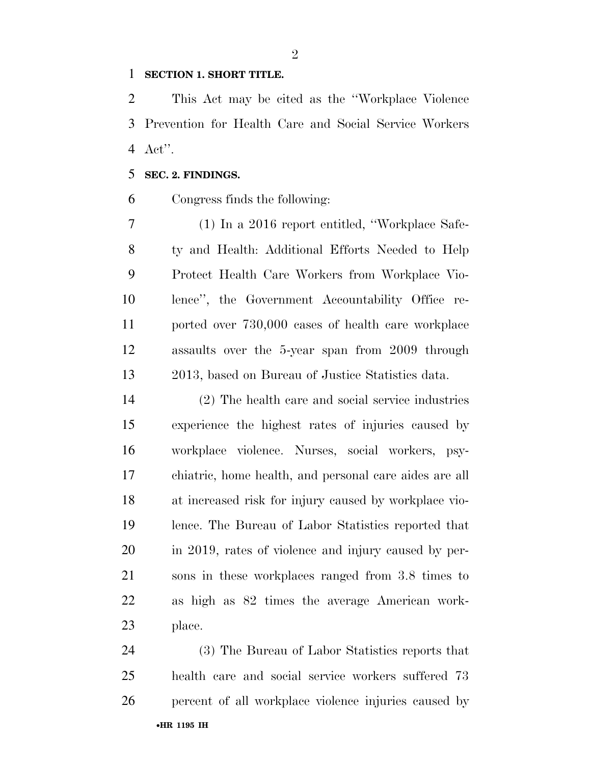**SECTION 1. SHORT TITLE.**

This Act may be cited as the "Workplace Violence Prevention for Health Care and Social Service Workers Act".

**SEC. 2. FINDINGS.**

Congress finds the following:

(1) In a 2016 report entitled, "Workplace Safety and Health: Additional Efforts Needed to Help Protect Health Care Workers from Workplace Violence", the Government Accountability Office reported over 730,000 cases of health care workplace assaults over the 5-year span from 2009 through 2013, based on Bureau of Justice Statistics data.

(2) The health care and social service industries experience the highest rates of injuries caused by workplace violence. Nurses, social workers, psychiatric, home health, and personal care aides are all at increased risk for injury caused by workplace violence. The Bureau of Labor Statistics reported that in 2019, rates of violence and injury caused by persons in these workplaces ranged from 3.8 times to as high as 82 times the average American workplace.

(3) The Bureau of Labor Statistics reports that health care and social service workers suffered 73 percent of all workplace violence injuries caused by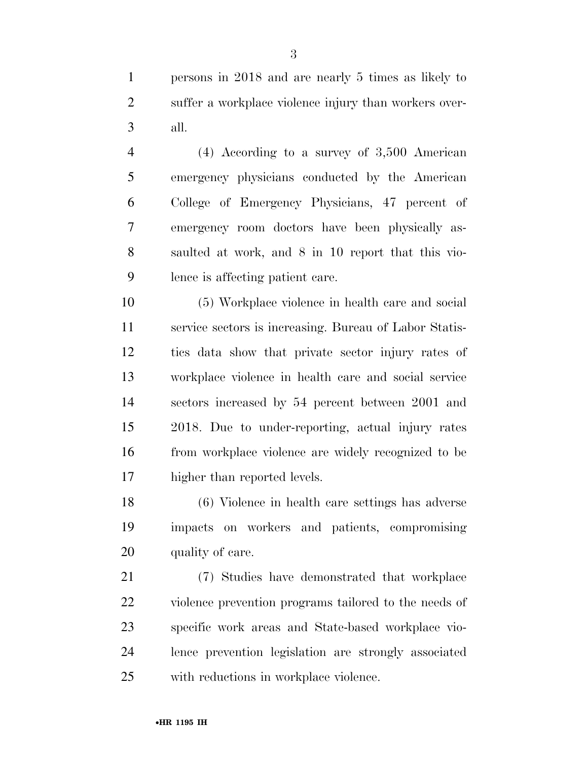persons in 2018 and are nearly 5 times as likely to suffer a workplace violence injury than workers overall.

(4) According to a survey of 3,500 American emergency physicians conducted by the American College of Emergency Physicians, 47 percent of emergency room doctors have been physically assaulted at work, and 8 in 10 report that this violence is affecting patient care.

(5) Workplace violence in health care and social service sectors is increasing. Bureau of Labor Statistics data show that private sector injury rates of workplace violence in health care and social service sectors increased by 54 percent between 2001 and 2018. Due to under-reporting, actual injury rates from workplace violence are widely recognized to be higher than reported levels.

(6) Violence in health care settings has adverse impacts on workers and patients, compromising quality of care.

(7) Studies have demonstrated that workplace violence prevention programs tailored to the needs of specific work areas and State-based workplace violence prevention legislation are strongly associated with reductions in workplace violence.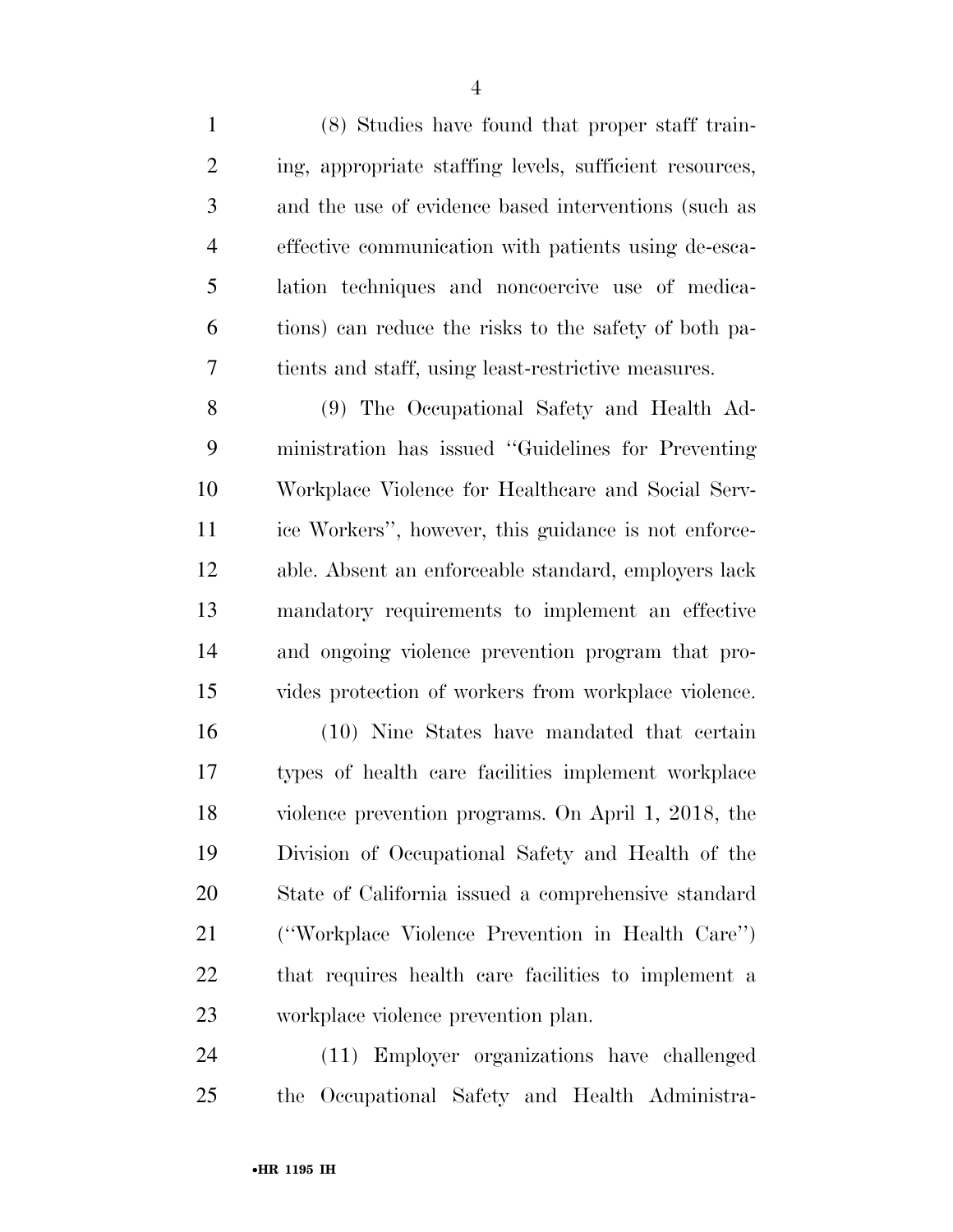(8) Studies have found that proper staff training, appropriate staffing levels, sufficient resources, and the use of evidence based interventions (such as effective communication with patients using de-escalation techniques and noncoercive use of medications) can reduce the risks to the safety of both patients and staff, using least-restrictive measures.

(9) The Occupational Safety and Health Administration has issued ''Guidelines for Preventing Workplace Violence for Healthcare and Social Service Workers'', however, this guidance is not enforceable. Absent an enforceable standard, employers lack mandatory requirements to implement an effective and ongoing violence prevention program that provides protection of workers from workplace violence.

(10) Nine States have mandated that certain types of health care facilities implement workplace violence prevention programs. On April 1, 2018, the Division of Occupational Safety and Health of the State of California issued a comprehensive standard (''Workplace Violence Prevention in Health Care'') that requires health care facilities to implement a workplace violence prevention plan.

(11) Employer organizations have challenged the Occupational Safety and Health Administra-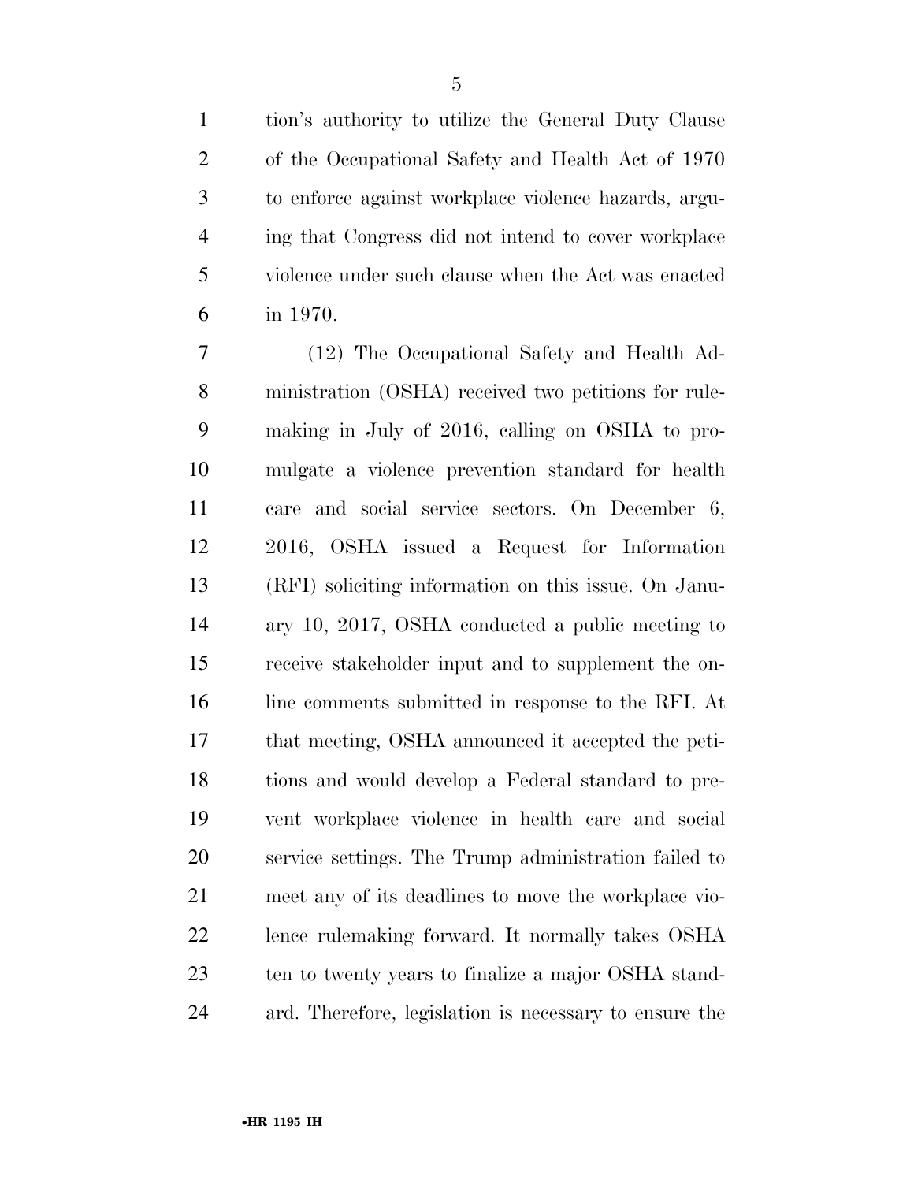tion's authority to utilize the General Duty Clause of the Occupational Safety and Health Act of 1970 to enforce against workplace violence hazards, arguing that Congress did not intend to cover workplace violence under such clause when the Act was enacted in 1970.

(12) The Occupational Safety and Health Administration (OSHA) received two petitions for rulemaking in July of 2016, calling on OSHA to promulgate a violence prevention standard for health care and social service sectors. On December 6, 2016, OSHA issued a Request for Information (RFI) soliciting information on this issue. On January 10, 2017, OSHA conducted a public meeting to receive stakeholder input and to supplement the online comments submitted in response to the RFI. At that meeting, OSHA announced it accepted the petitions and would develop a Federal standard to prevent workplace violence in health care and social service settings. The Trump administration failed to meet any of its deadlines to move the workplace violence rulemaking forward. It normally takes OSHA ten to twenty years to finalize a major OSHA standard. Therefore, legislation is necessary to ensure the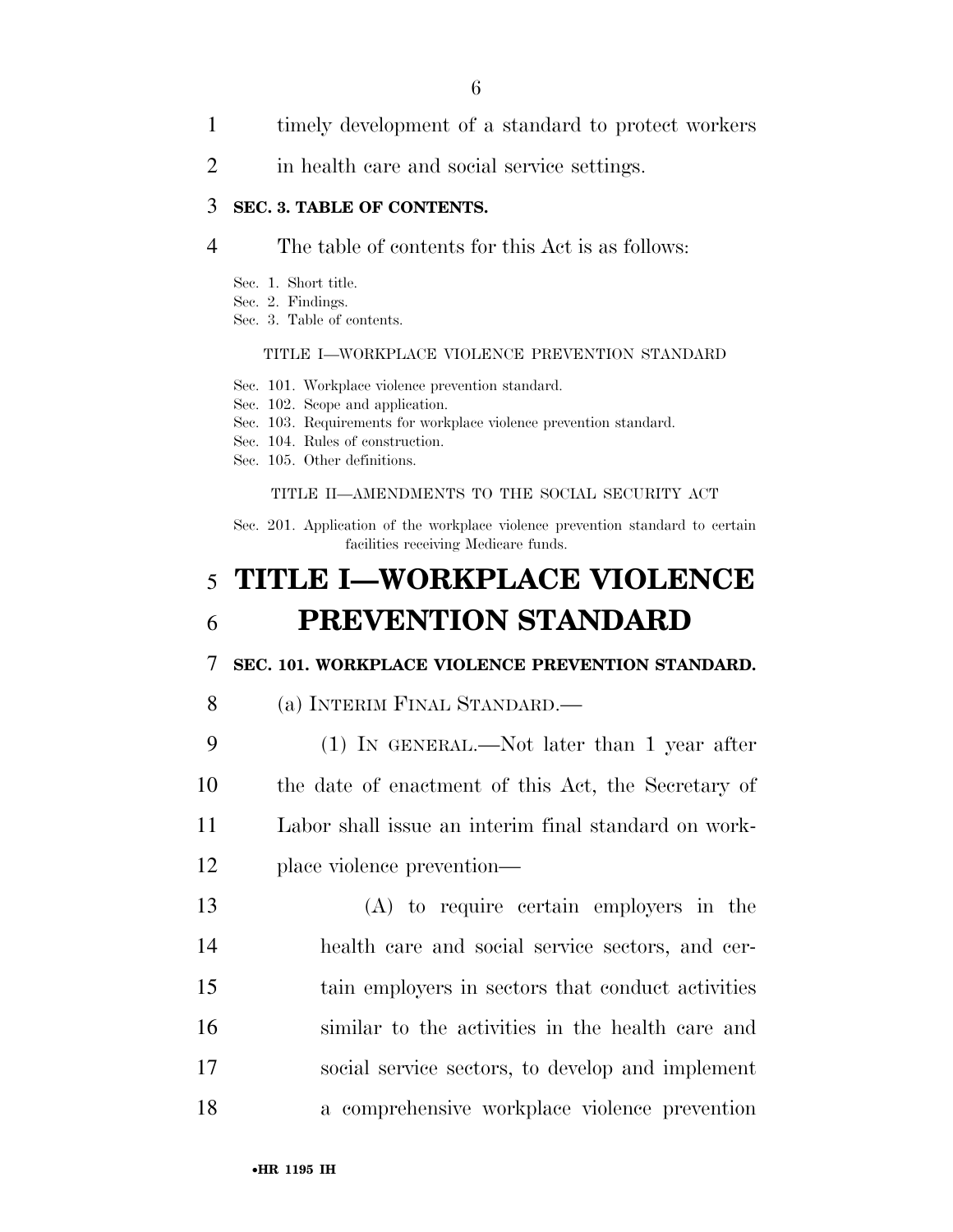timely development of a standard to protect workers in health care and social service settings.

**SEC. 3. TABLE OF CONTENTS.**

The table of contents for this Act is as follows:

Sec. 1. Short title.
Sec. 2. Findings.
Sec. 3. Table of contents.

TITLE I—WORKPLACE VIOLENCE PREVENTION STANDARD

Sec. 101. Workplace violence prevention standard.
Sec. 102. Scope and application.
Sec. 103. Requirements for workplace violence prevention standard.
Sec. 104. Rules of construction.
Sec. 105. Other definitions.

TITLE II—AMENDMENTS TO THE SOCIAL SECURITY ACT

Sec. 201. Application of the workplace violence prevention standard to certain facilities receiving Medicare funds.

# TITLE I—WORKPLACE VIOLENCE PREVENTION STANDARD

**SEC. 101. WORKPLACE VIOLENCE PREVENTION STANDARD.**

(a) INTERIM FINAL STANDARD.—

(1) IN GENERAL.—Not later than 1 year after the date of enactment of this Act, the Secretary of Labor shall issue an interim final standard on workplace violence prevention—

(A) to require certain employers in the health care and social service sectors, and certain employers in sectors that conduct activities similar to the activities in the health care and social service sectors, to develop and implement a comprehensive workplace violence prevention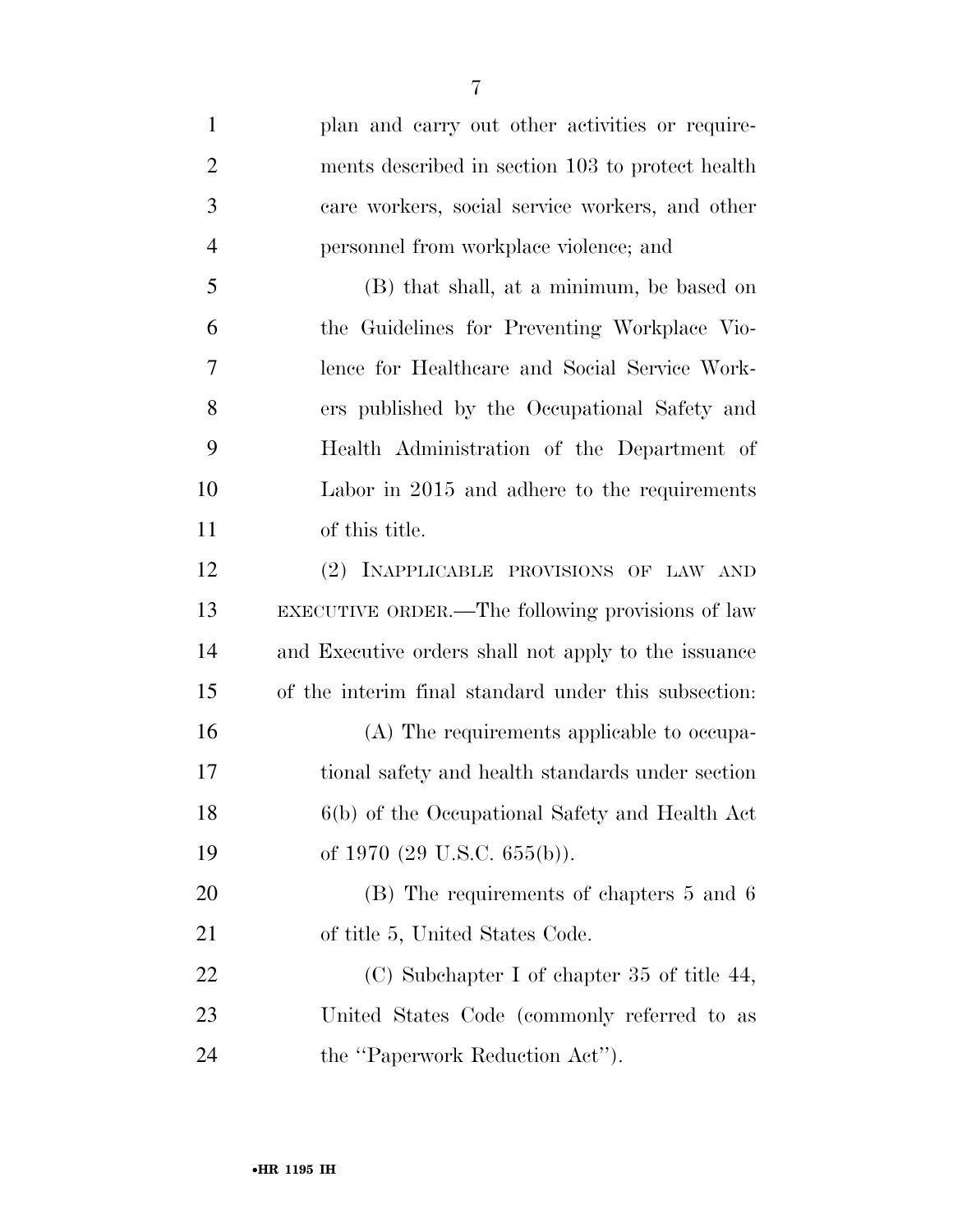plan and carry out other activities or requirements described in section 103 to protect health care workers, social service workers, and other personnel from workplace violence; and

(B) that shall, at a minimum, be based on the Guidelines for Preventing Workplace Violence for Healthcare and Social Service Workers published by the Occupational Safety and Health Administration of the Department of Labor in 2015 and adhere to the requirements of this title.

(2) INAPPLICABLE PROVISIONS OF LAW AND EXECUTIVE ORDER.—The following provisions of law and Executive orders shall not apply to the issuance of the interim final standard under this subsection:

(A) The requirements applicable to occupational safety and health standards under section 6(b) of the Occupational Safety and Health Act of 1970 (29 U.S.C. 655(b)).

(B) The requirements of chapters 5 and 6 of title 5, United States Code.

(C) Subchapter I of chapter 35 of title 44, United States Code (commonly referred to as the ''Paperwork Reduction Act'').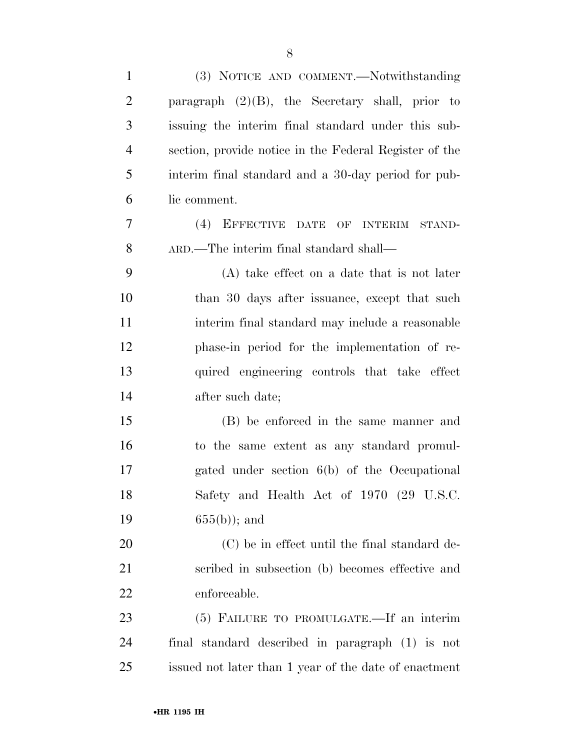(3) NOTICE AND COMMENT.—Notwithstanding paragraph (2)(B), the Secretary shall, prior to issuing the interim final standard under this subsection, provide notice in the Federal Register of the interim final standard and a 30-day period for public comment.

(4) EFFECTIVE DATE OF INTERIM STANDARD.—The interim final standard shall—

(A) take effect on a date that is not later than 30 days after issuance, except that such interim final standard may include a reasonable phase-in period for the implementation of required engineering controls that take effect after such date;

(B) be enforced in the same manner and to the same extent as any standard promulgated under section 6(b) of the Occupational Safety and Health Act of 1970 (29 U.S.C. 655(b)); and

(C) be in effect until the final standard described in subsection (b) becomes effective and enforceable.

(5) FAILURE TO PROMULGATE.—If an interim final standard described in paragraph (1) is not issued not later than 1 year of the date of enactment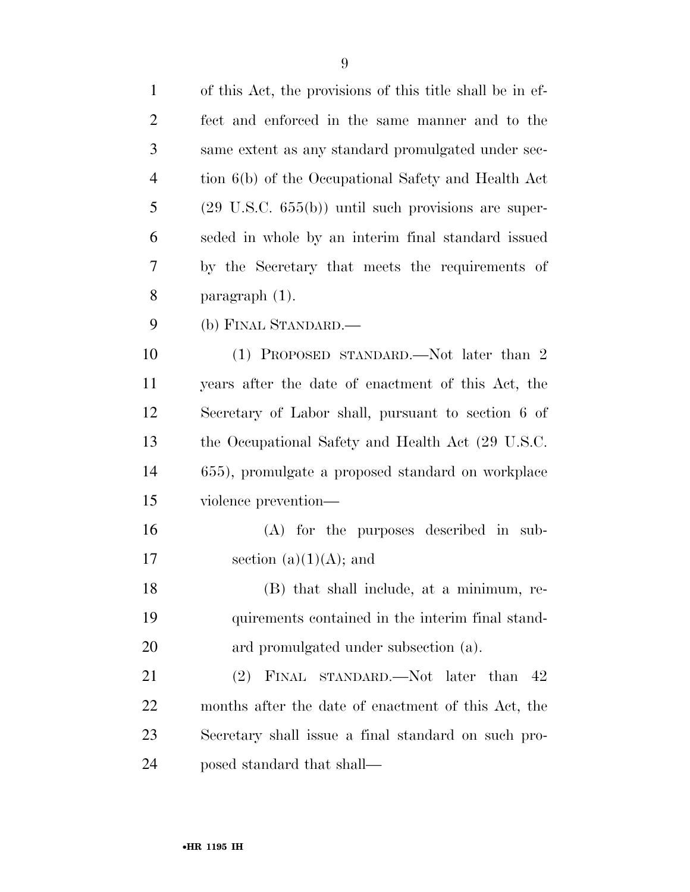of this Act, the provisions of this title shall be in effect and enforced in the same manner and to the same extent as any standard promulgated under section 6(b) of the Occupational Safety and Health Act (29 U.S.C. 655(b)) until such provisions are superseded in whole by an interim final standard issued by the Secretary that meets the requirements of paragraph (1).

(b) FINAL STANDARD.—

(1) PROPOSED STANDARD.—Not later than 2 years after the date of enactment of this Act, the Secretary of Labor shall, pursuant to section 6 of the Occupational Safety and Health Act (29 U.S.C. 655), promulgate a proposed standard on workplace violence prevention—

(A) for the purposes described in subsection (a)(1)(A); and

(B) that shall include, at a minimum, requirements contained in the interim final standard promulgated under subsection (a).

(2) FINAL STANDARD.—Not later than 42 months after the date of enactment of this Act, the Secretary shall issue a final standard on such proposed standard that shall—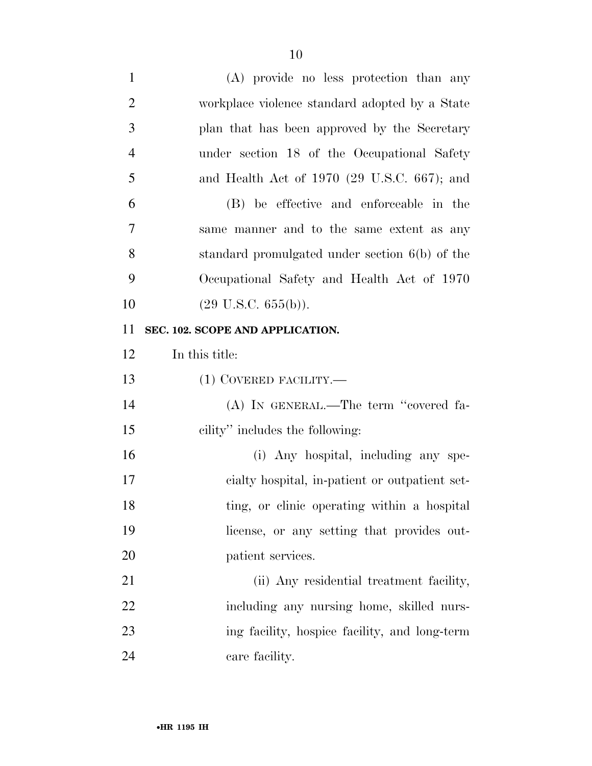(A) provide no less protection than any workplace violence standard adopted by a State plan that has been approved by the Secretary under section 18 of the Occupational Safety and Health Act of 1970 (29 U.S.C. 667); and

(B) be effective and enforceable in the same manner and to the same extent as any standard promulgated under section 6(b) of the Occupational Safety and Health Act of 1970 (29 U.S.C. 655(b)).

**SEC. 102. SCOPE AND APPLICATION.**

In this title:

(1) COVERED FACILITY.—

(A) IN GENERAL.—The term "covered facility" includes the following:

(i) Any hospital, including any specialty hospital, in-patient or outpatient setting, or clinic operating within a hospital license, or any setting that provides outpatient services.

(ii) Any residential treatment facility, including any nursing home, skilled nursing facility, hospice facility, and long-term care facility.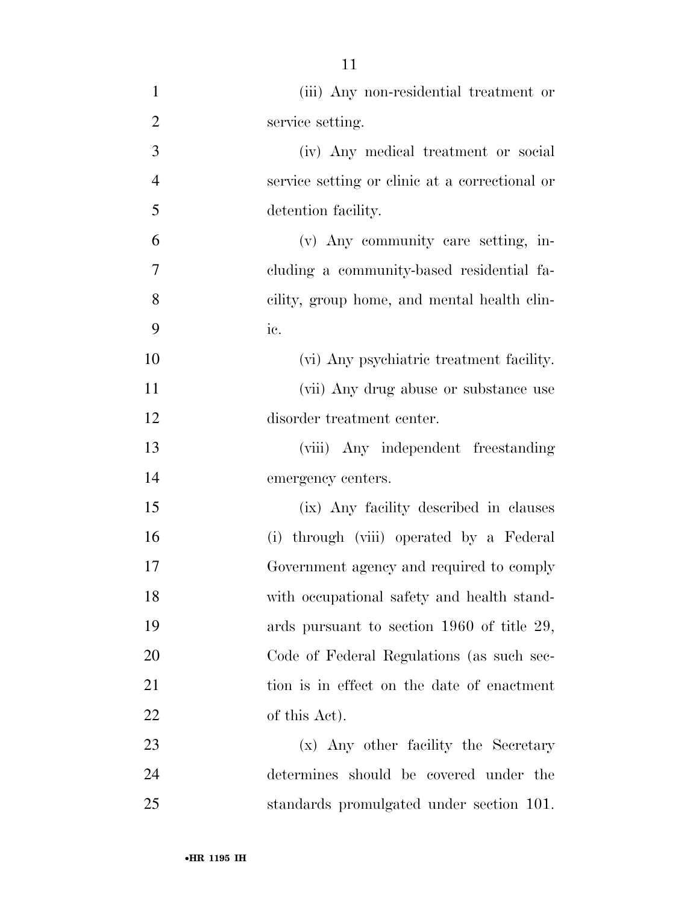(iii) Any non-residential treatment or service setting.

(iv) Any medical treatment or social service setting or clinic at a correctional or detention facility.

(v) Any community care setting, including a community-based residential facility, group home, and mental health clinic.

(vi) Any psychiatric treatment facility.

(vii) Any drug abuse or substance use disorder treatment center.

(viii) Any independent freestanding emergency centers.

(ix) Any facility described in clauses (i) through (viii) operated by a Federal Government agency and required to comply with occupational safety and health standards pursuant to section 1960 of title 29, Code of Federal Regulations (as such section is in effect on the date of enactment of this Act).

(x) Any other facility the Secretary determines should be covered under the standards promulgated under section 101.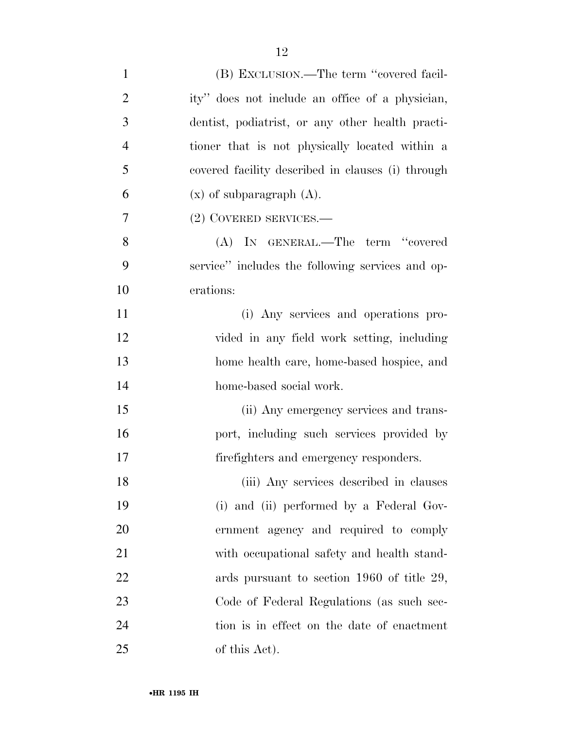(B) EXCLUSION.—The term ''covered facility'' does not include an office of a physician, dentist, podiatrist, or any other health practitioner that is not physically located within a covered facility described in clauses (i) through (x) of subparagraph (A).

(2) COVERED SERVICES.—

(A) IN GENERAL.—The term ''covered service'' includes the following services and operations:

(i) Any services and operations provided in any field work setting, including home health care, home-based hospice, and home-based social work.

(ii) Any emergency services and transport, including such services provided by firefighters and emergency responders.

(iii) Any services described in clauses (i) and (ii) performed by a Federal Government agency and required to comply with occupational safety and health standards pursuant to section 1960 of title 29, Code of Federal Regulations (as such section is in effect on the date of enactment of this Act).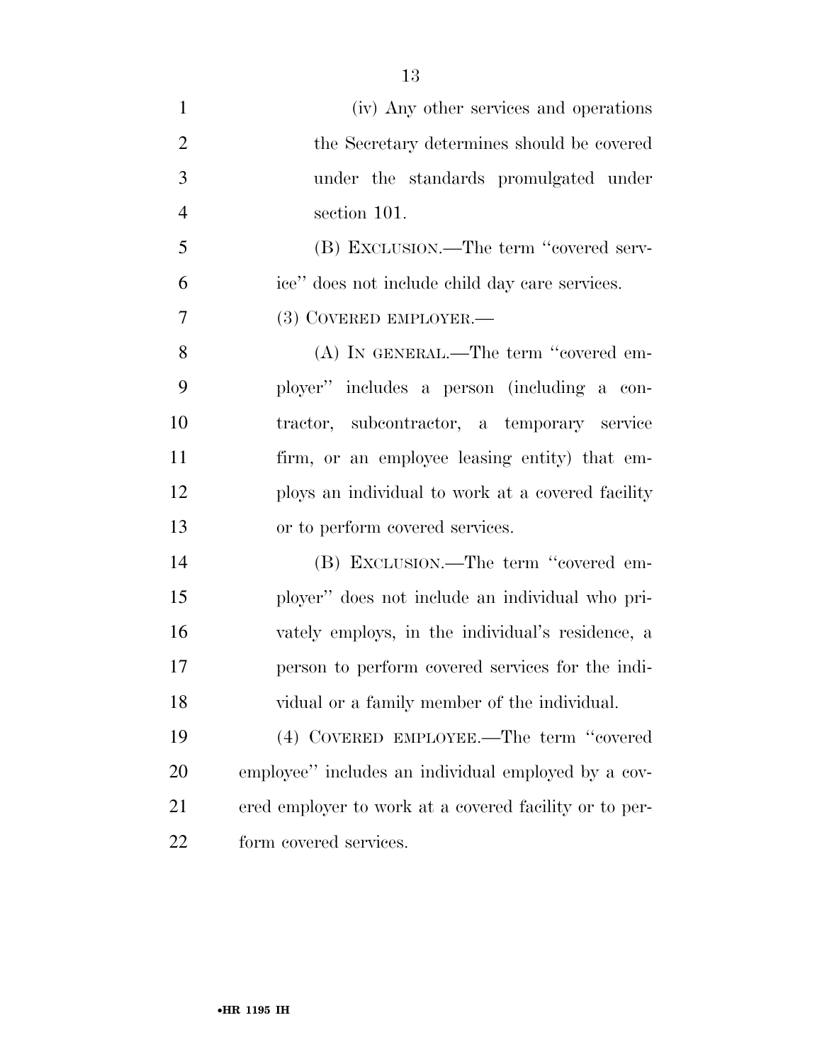(iv) Any other services and operations the Secretary determines should be covered under the standards promulgated under section 101.

(B) EXCLUSION.—The term ''covered service'' does not include child day care services.

(3) COVERED EMPLOYER.—

(A) IN GENERAL.—The term ''covered employer'' includes a person (including a contractor, subcontractor, a temporary service firm, or an employee leasing entity) that employs an individual to work at a covered facility or to perform covered services.

(B) EXCLUSION.—The term ''covered employer'' does not include an individual who privately employs, in the individual's residence, a person to perform covered services for the individual or a family member of the individual.

(4) COVERED EMPLOYEE.—The term ''covered employee'' includes an individual employed by a covered employer to work at a covered facility or to perform covered services.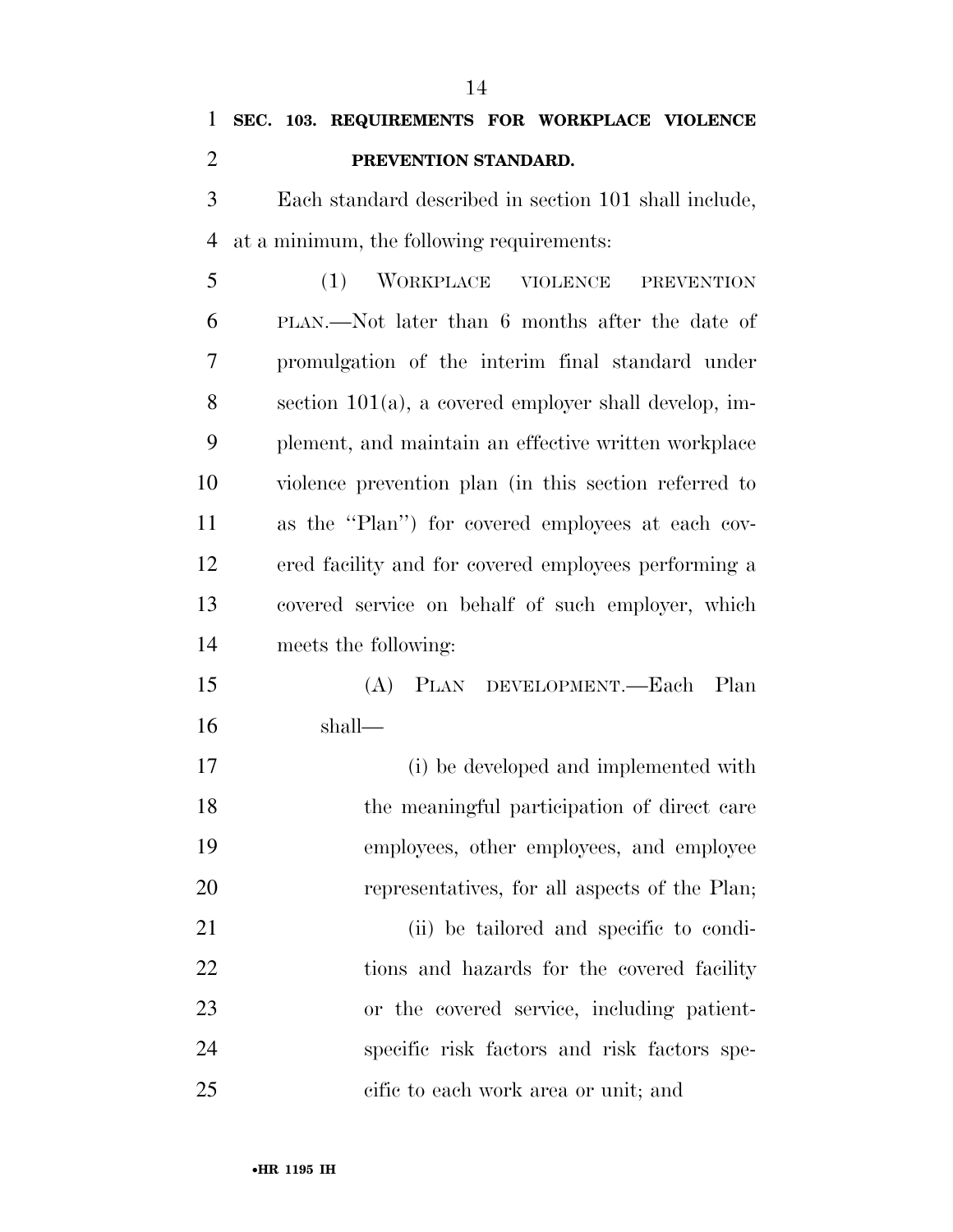**SEC. 103. REQUIREMENTS FOR WORKPLACE VIOLENCE PREVENTION STANDARD.**

Each standard described in section 101 shall include, at a minimum, the following requirements:

(1) WORKPLACE VIOLENCE PREVENTION PLAN.—Not later than 6 months after the date of promulgation of the interim final standard under section 101(a), a covered employer shall develop, implement, and maintain an effective written workplace violence prevention plan (in this section referred to as the ''Plan'') for covered employees at each covered facility and for covered employees performing a covered service on behalf of such employer, which meets the following:

(A) PLAN DEVELOPMENT.—Each Plan shall—

(i) be developed and implemented with the meaningful participation of direct care employees, other employees, and employee representatives, for all aspects of the Plan;

(ii) be tailored and specific to conditions and hazards for the covered facility or the covered service, including patient-specific risk factors and risk factors specific to each work area or unit; and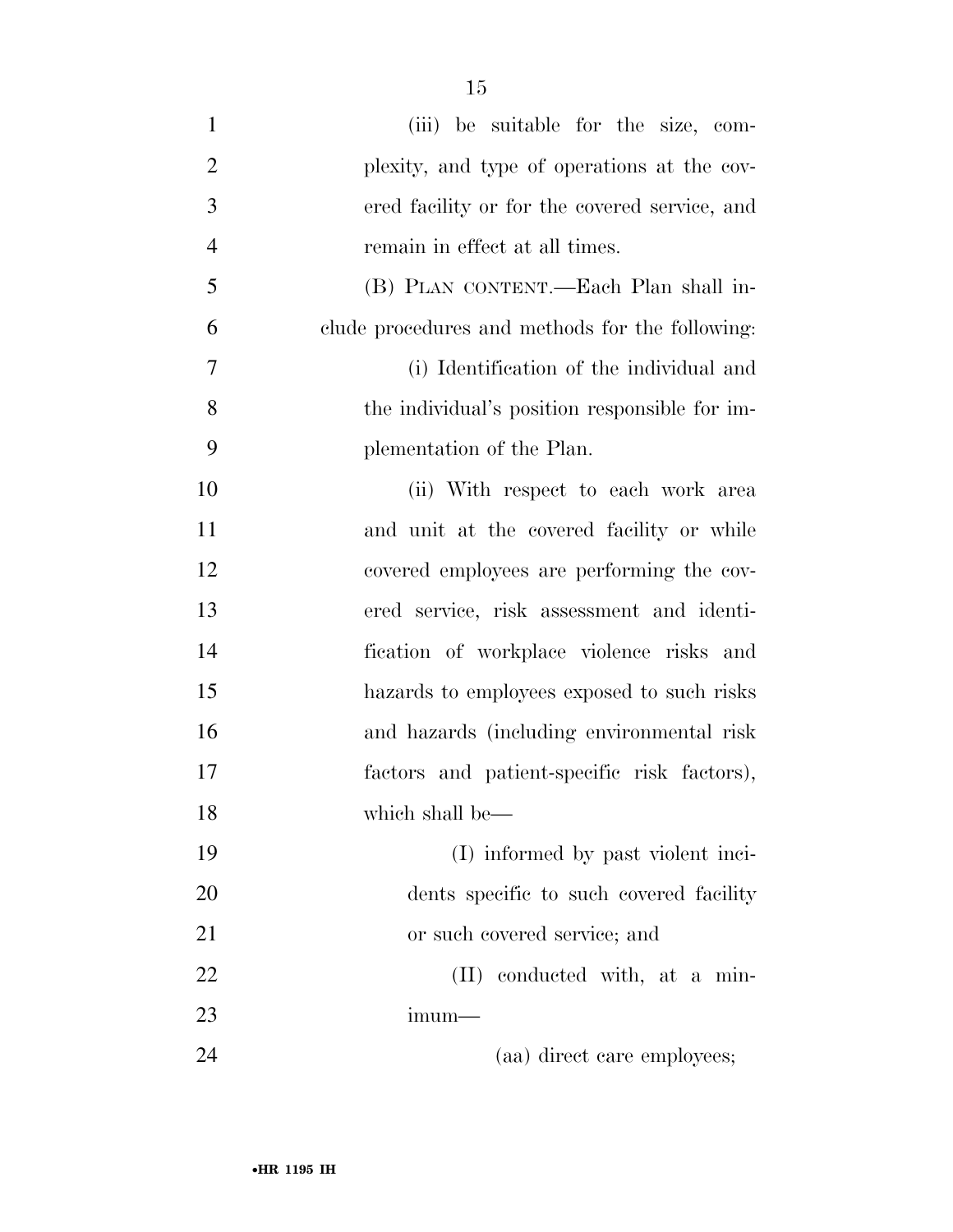(iii) be suitable for the size, complexity, and type of operations at the covered facility or for the covered service, and remain in effect at all times.

(B) PLAN CONTENT.—Each Plan shall include procedures and methods for the following:

(i) Identification of the individual and the individual's position responsible for implementation of the Plan.

(ii) With respect to each work area and unit at the covered facility or while covered employees are performing the covered service, risk assessment and identification of workplace violence risks and hazards to employees exposed to such risks and hazards (including environmental risk factors and patient-specific risk factors), which shall be—

(I) informed by past violent incidents specific to such covered facility or such covered service; and

(II) conducted with, at a minimum—

(aa) direct care employees;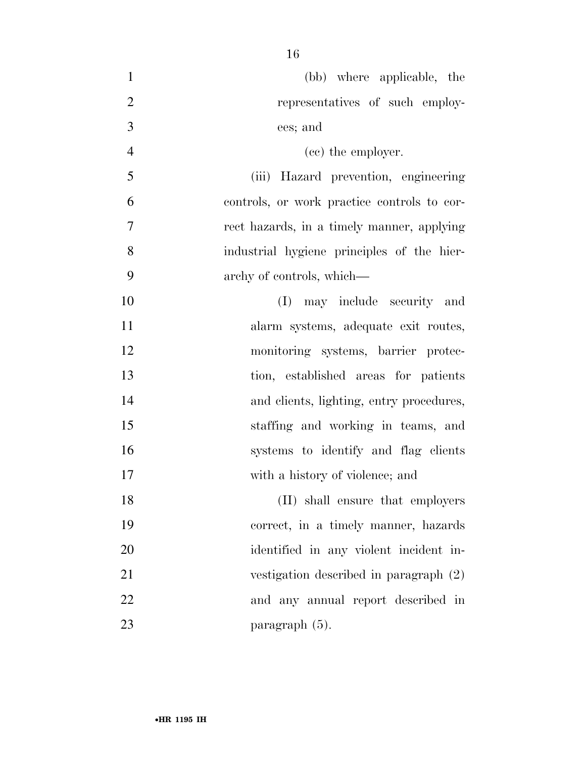(bb) where applicable, the representatives of such employees; and

(cc) the employer.

(iii) Hazard prevention, engineering controls, or work practice controls to correct hazards, in a timely manner, applying industrial hygiene principles of the hierarchy of controls, which—

(I) may include security and alarm systems, adequate exit routes, monitoring systems, barrier protection, established areas for patients and clients, lighting, entry procedures, staffing and working in teams, and systems to identify and flag clients with a history of violence; and

(II) shall ensure that employers correct, in a timely manner, hazards identified in any violent incident investigation described in paragraph (2) and any annual report described in paragraph (5).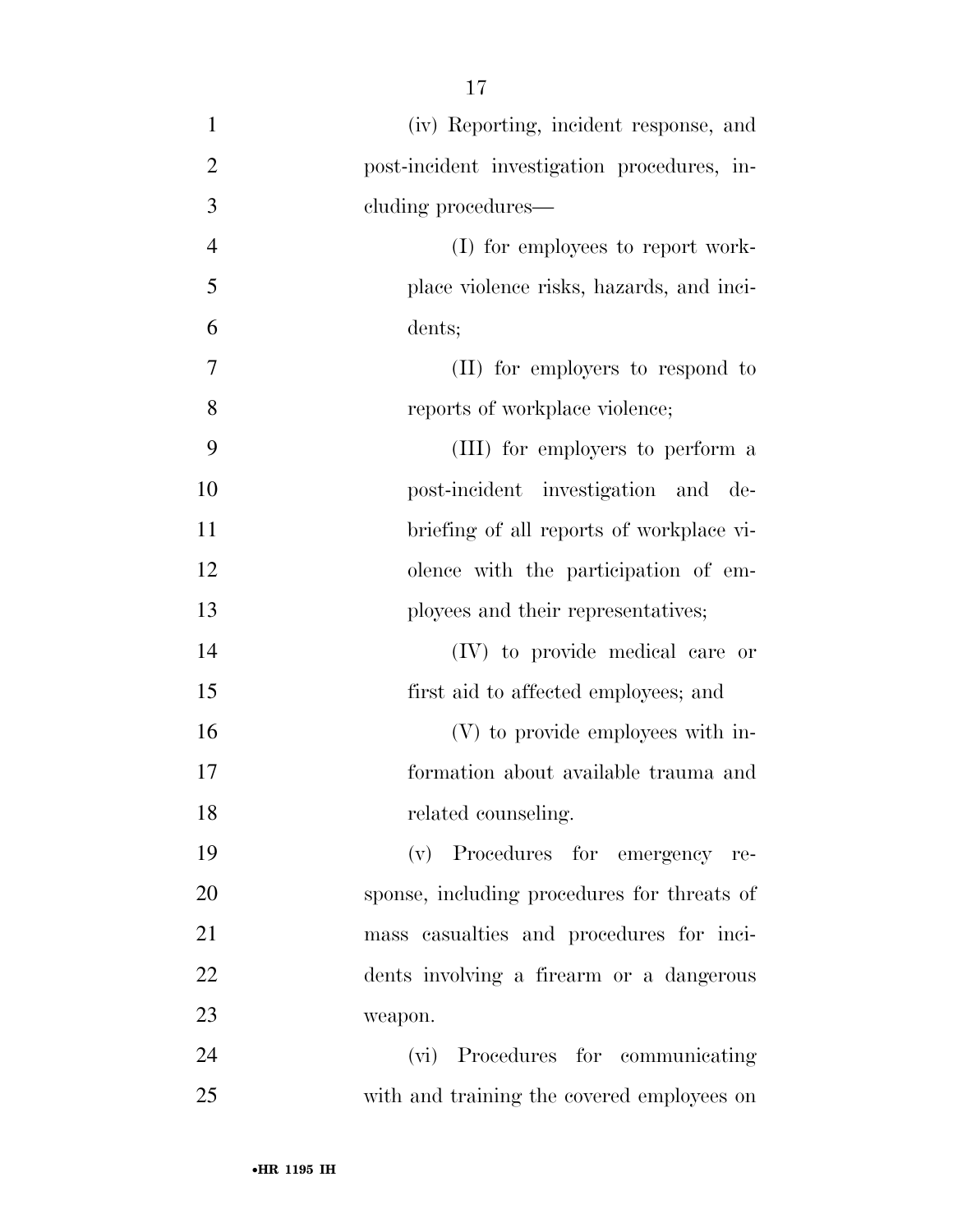(iv) Reporting, incident response, and post-incident investigation procedures, including procedures—

(I) for employees to report workplace violence risks, hazards, and incidents;

(II) for employers to respond to reports of workplace violence;

(III) for employers to perform a post-incident investigation and debriefing of all reports of workplace violence with the participation of employees and their representatives;

(IV) to provide medical care or first aid to affected employees; and

(V) to provide employees with information about available trauma and related counseling.

(v) Procedures for emergency response, including procedures for threats of mass casualties and procedures for incidents involving a firearm or a dangerous weapon.

(vi) Procedures for communicating with and training the covered employees on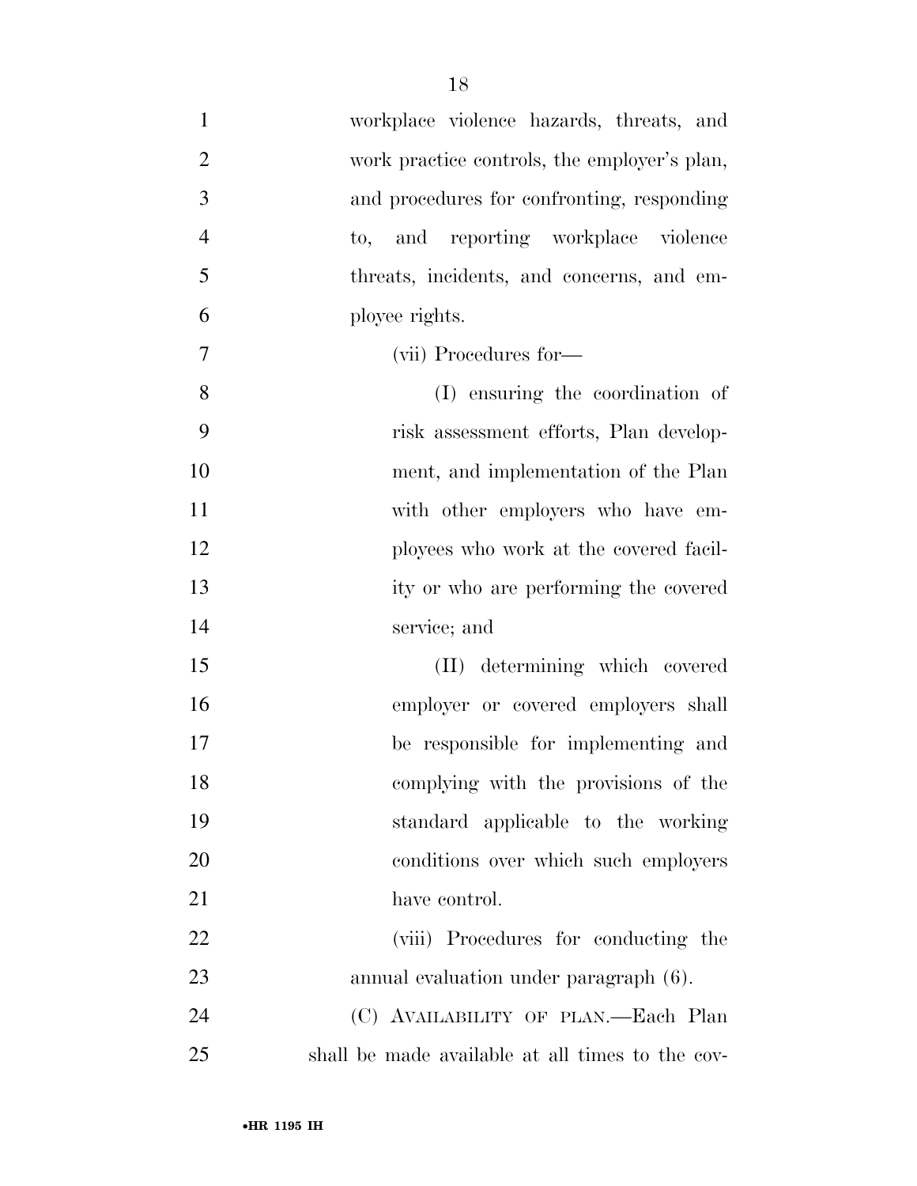workplace violence hazards, threats, and work practice controls, the employer's plan, and procedures for confronting, responding to, and reporting workplace violence threats, incidents, and concerns, and employee rights.

(vii) Procedures for—

(I) ensuring the coordination of risk assessment efforts, Plan development, and implementation of the Plan with other employers who have employees who work at the covered facility or who are performing the covered service; and

(II) determining which covered employer or covered employers shall be responsible for implementing and complying with the provisions of the standard applicable to the working conditions over which such employers have control.

(viii) Procedures for conducting the annual evaluation under paragraph (6).

(C) AVAILABILITY OF PLAN.—Each Plan shall be made available at all times to the cov-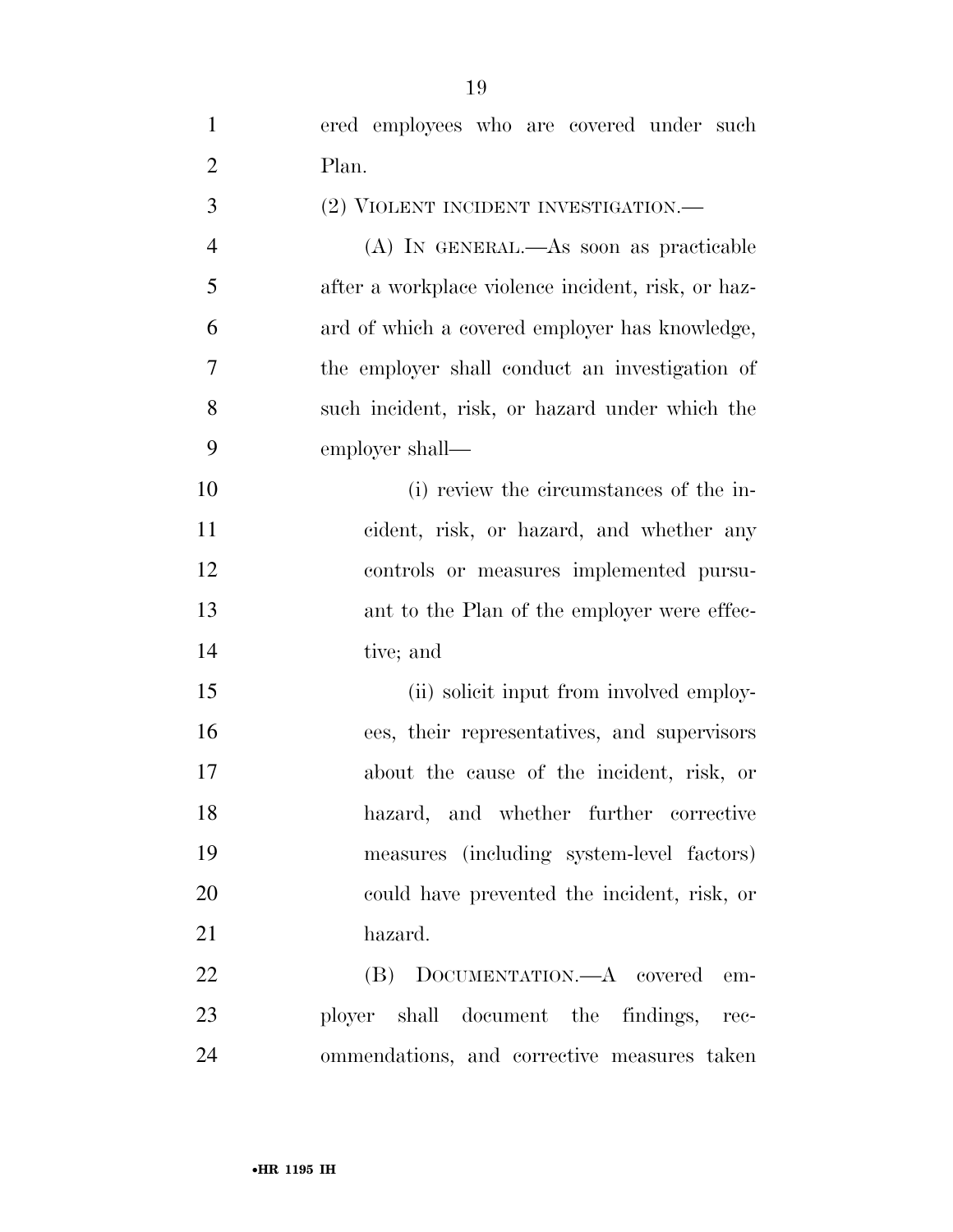ered employees who are covered under such Plan.

(2) VIOLENT INCIDENT INVESTIGATION.—

(A) IN GENERAL.—As soon as practicable after a workplace violence incident, risk, or hazard of which a covered employer has knowledge, the employer shall conduct an investigation of such incident, risk, or hazard under which the employer shall—

(i) review the circumstances of the incident, risk, or hazard, and whether any controls or measures implemented pursuant to the Plan of the employer were effective; and

(ii) solicit input from involved employees, their representatives, and supervisors about the cause of the incident, risk, or hazard, and whether further corrective measures (including system-level factors) could have prevented the incident, risk, or hazard.

(B) DOCUMENTATION.—A covered employer shall document the findings, recommendations, and corrective measures taken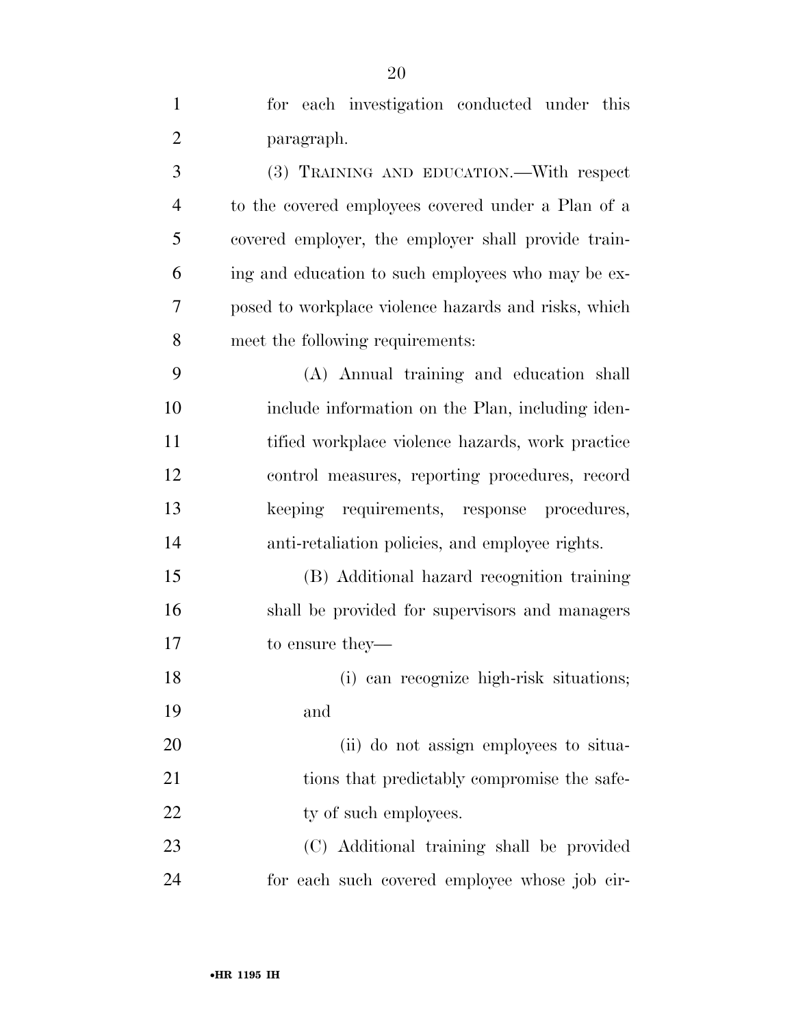for each investigation conducted under this paragraph.

(3) TRAINING AND EDUCATION.—With respect to the covered employees covered under a Plan of a covered employer, the employer shall provide training and education to such employees who may be exposed to workplace violence hazards and risks, which meet the following requirements:

(A) Annual training and education shall include information on the Plan, including identified workplace violence hazards, work practice control measures, reporting procedures, record keeping requirements, response procedures, anti-retaliation policies, and employee rights.

(B) Additional hazard recognition training shall be provided for supervisors and managers to ensure they—

(i) can recognize high-risk situations; and

(ii) do not assign employees to situations that predictably compromise the safety of such employees.

(C) Additional training shall be provided for each such covered employee whose job cir-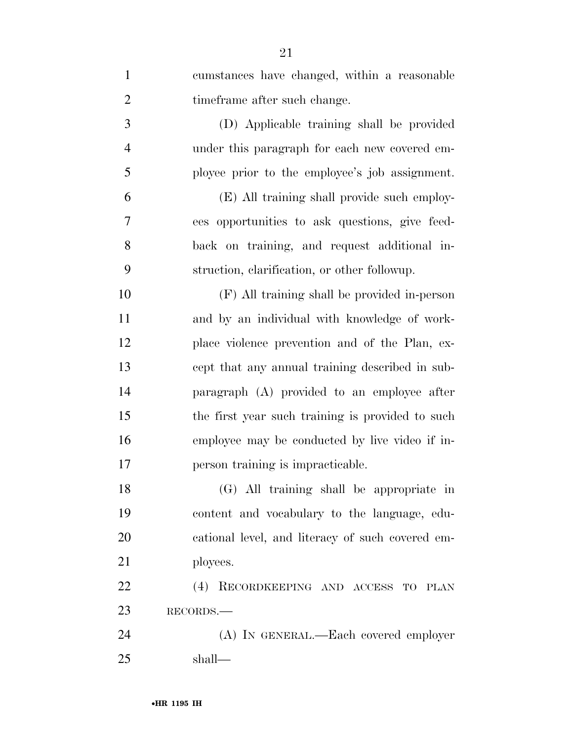cumstances have changed, within a reasonable timeframe after such change.

(D) Applicable training shall be provided under this paragraph for each new covered employee prior to the employee's job assignment.

(E) All training shall provide such employees opportunities to ask questions, give feedback on training, and request additional instruction, clarification, or other followup.

(F) All training shall be provided in-person and by an individual with knowledge of workplace violence prevention and of the Plan, except that any annual training described in subparagraph (A) provided to an employee after the first year such training is provided to such employee may be conducted by live video if in-person training is impracticable.

(G) All training shall be appropriate in content and vocabulary to the language, educational level, and literacy of such covered employees.

(4) RECORDKEEPING AND ACCESS TO PLAN RECORDS.—

(A) IN GENERAL.—Each covered employer shall—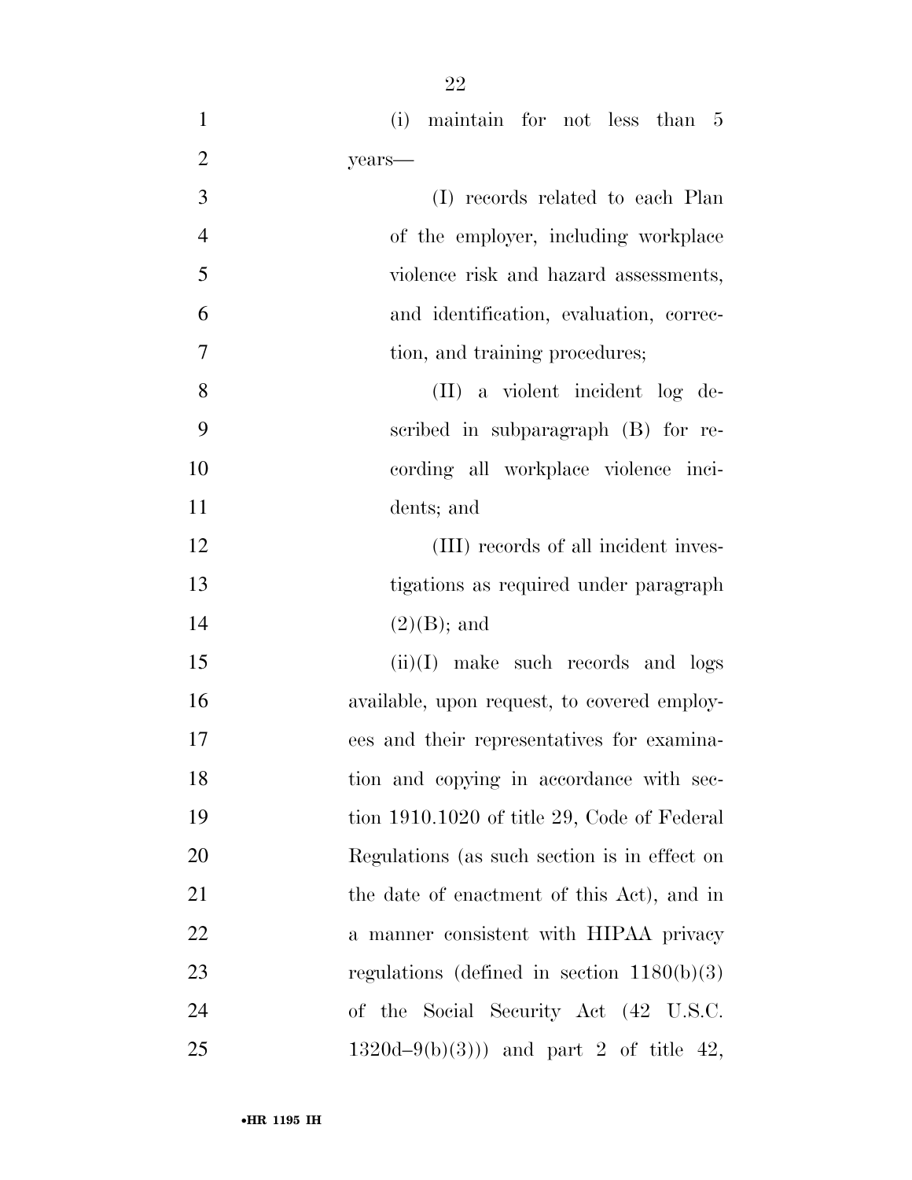(i) maintain for not less than 5 years—

(I) records related to each Plan of the employer, including workplace violence risk and hazard assessments, and identification, evaluation, correction, and training procedures;

(II) a violent incident log described in subparagraph (B) for recording all workplace violence incidents; and

(III) records of all incident investigations as required under paragraph (2)(B); and

(ii)(I) make such records and logs available, upon request, to covered employees and their representatives for examination and copying in accordance with section 1910.1020 of title 29, Code of Federal Regulations (as such section is in effect on the date of enactment of this Act), and in a manner consistent with HIPAA privacy regulations (defined in section 1180(b)(3) of the Social Security Act (42 U.S.C. 1320d–9(b)(3))) and part 2 of title 42,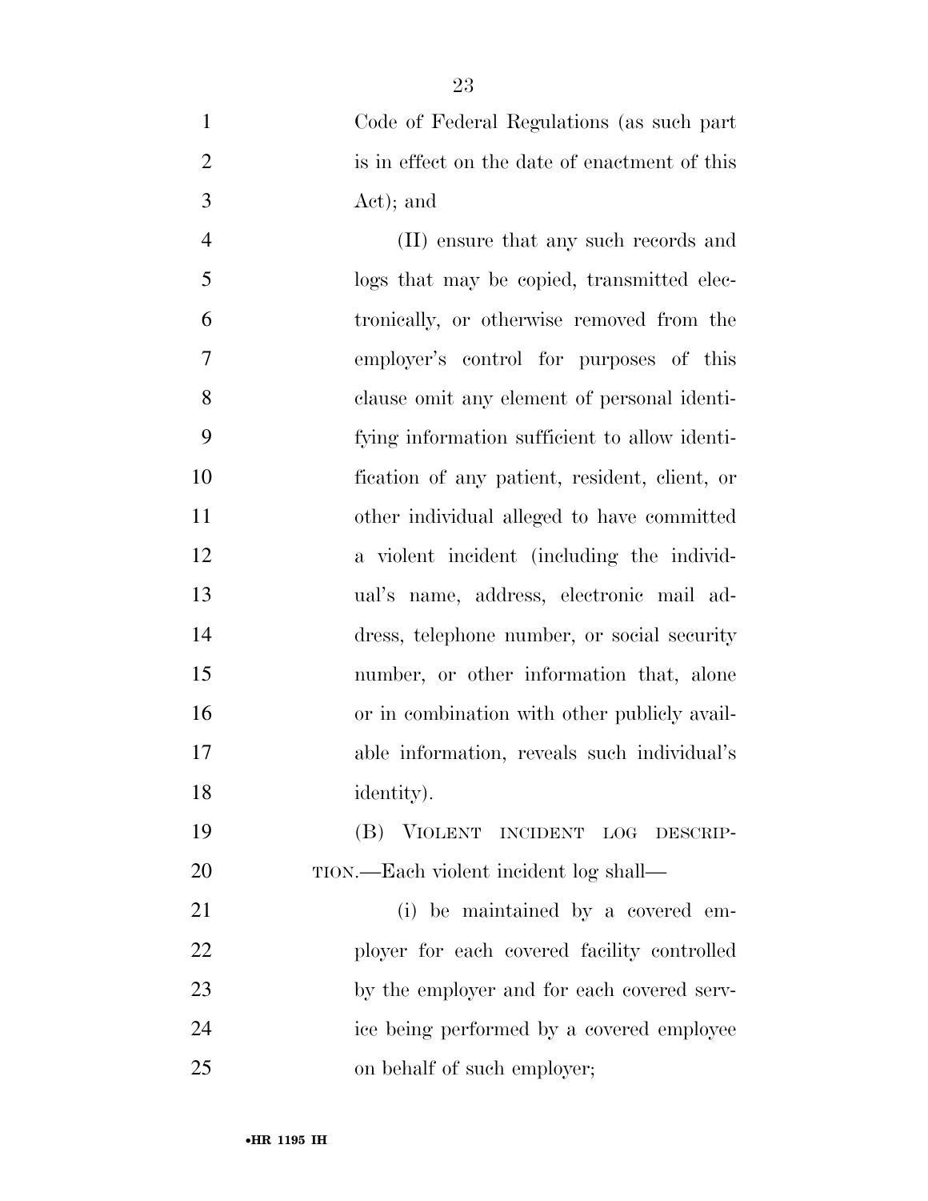Code of Federal Regulations (as such part is in effect on the date of enactment of this Act); and

(II) ensure that any such records and logs that may be copied, transmitted electronically, or otherwise removed from the employer's control for purposes of this clause omit any element of personal identifying information sufficient to allow identification of any patient, resident, client, or other individual alleged to have committed a violent incident (including the individual's name, address, electronic mail address, telephone number, or social security number, or other information that, alone or in combination with other publicly available information, reveals such individual's identity).

(B) VIOLENT INCIDENT LOG DESCRIPTION.—Each violent incident log shall—

(i) be maintained by a covered employer for each covered facility controlled by the employer and for each covered service being performed by a covered employee on behalf of such employer;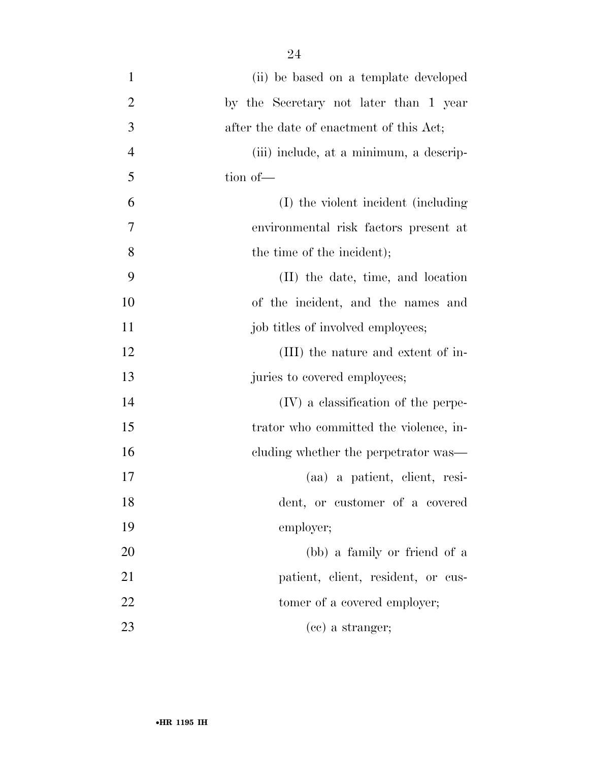(ii) be based on a template developed by the Secretary not later than 1 year after the date of enactment of this Act;

(iii) include, at a minimum, a description of—

(I) the violent incident (including environmental risk factors present at the time of the incident);

(II) the date, time, and location of the incident, and the names and job titles of involved employees;

(III) the nature and extent of injuries to covered employees;

(IV) a classification of the perpetrator who committed the violence, including whether the perpetrator was—

(aa) a patient, client, resident, or customer of a covered employer;

(bb) a family or friend of a patient, client, resident, or customer of a covered employer;

(cc) a stranger;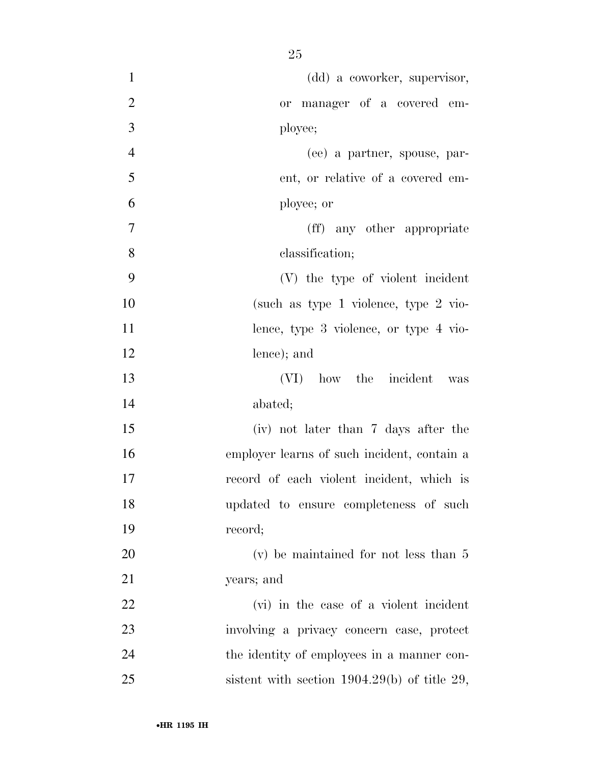(dd) a coworker, supervisor, or manager of a covered employee;

(ee) a partner, spouse, parent, or relative of a covered employee; or

(ff) any other appropriate classification;

(V) the type of violent incident (such as type 1 violence, type 2 violence, type 3 violence, or type 4 violence); and

(VI) how the incident was abated;

(iv) not later than 7 days after the employer learns of such incident, contain a record of each violent incident, which is updated to ensure completeness of such record;

(v) be maintained for not less than 5 years; and

(vi) in the case of a violent incident involving a privacy concern case, protect the identity of employees in a manner consistent with section 1904.29(b) of title 29,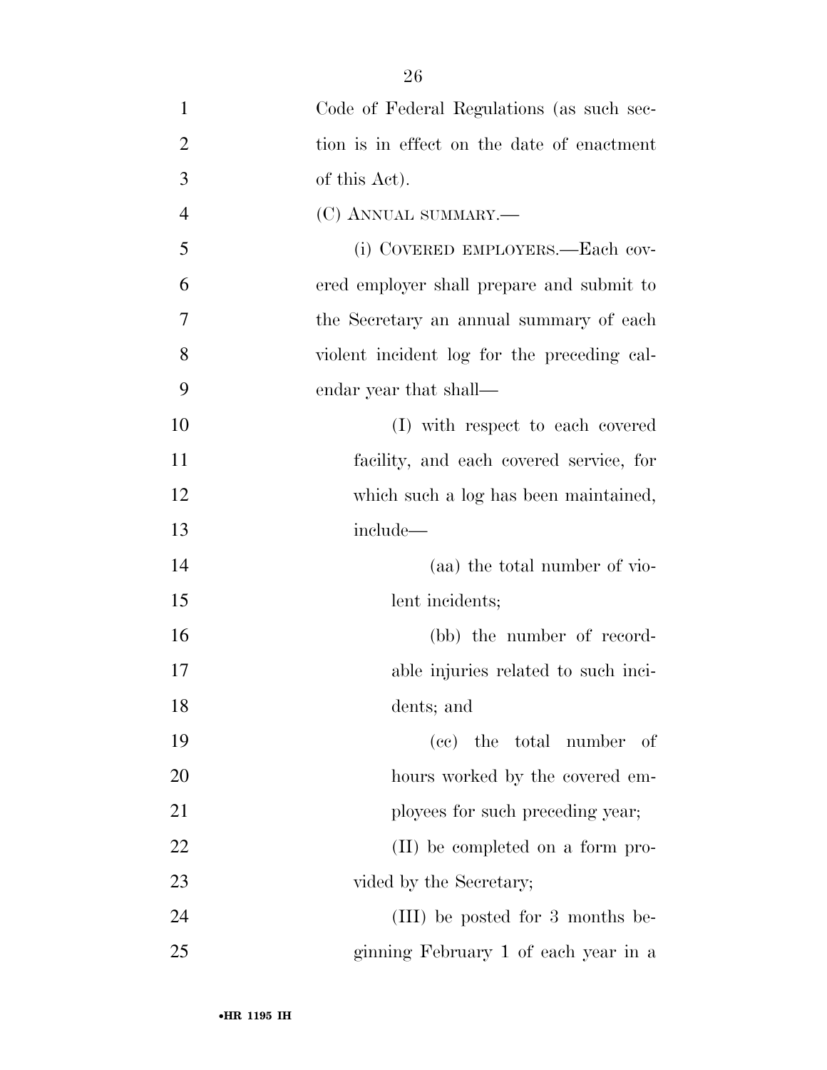Code of Federal Regulations (as such section is in effect on the date of enactment of this Act).

(C) ANNUAL SUMMARY.—

(i) COVERED EMPLOYERS.—Each covered employer shall prepare and submit to the Secretary an annual summary of each violent incident log for the preceding calendar year that shall—

(I) with respect to each covered facility, and each covered service, for which such a log has been maintained, include—

(aa) the total number of violent incidents;

(bb) the number of recordable injuries related to such incidents; and

(cc) the total number of hours worked by the covered employees for such preceding year;

(II) be completed on a form provided by the Secretary;

(III) be posted for 3 months beginning February 1 of each year in a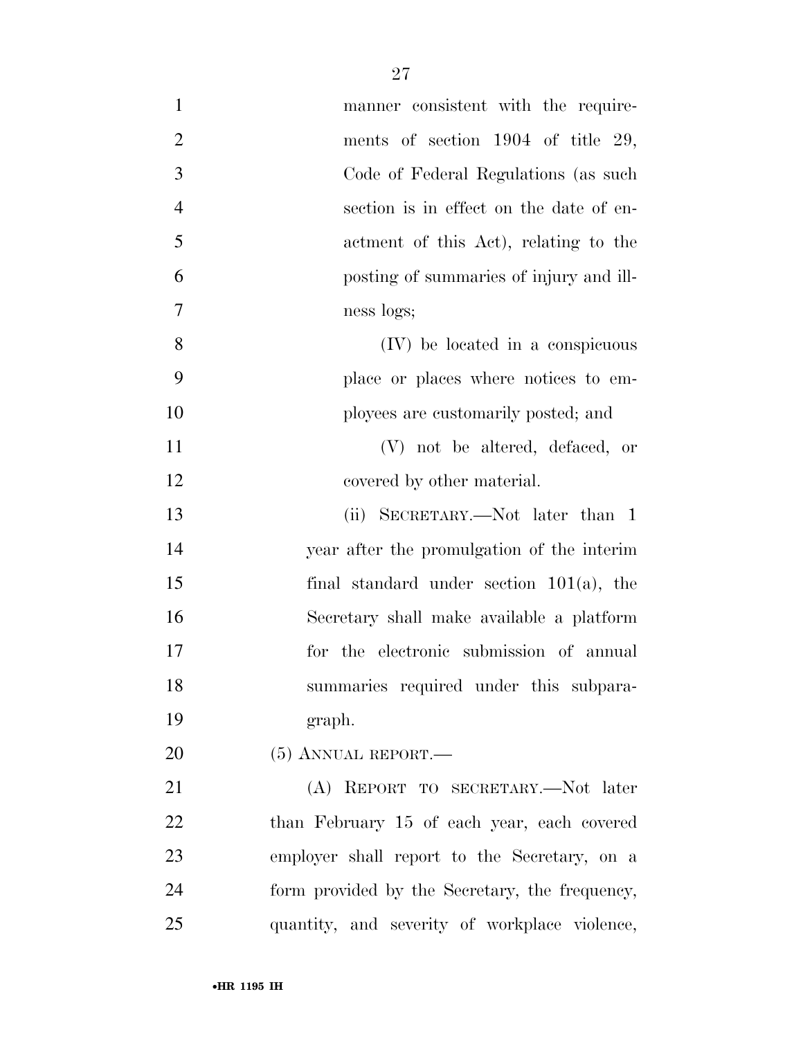manner consistent with the requirements of section 1904 of title 29, Code of Federal Regulations (as such section is in effect on the date of enactment of this Act), relating to the posting of summaries of injury and illness logs;

(IV) be located in a conspicuous place or places where notices to employees are customarily posted; and

(V) not be altered, defaced, or covered by other material.

(ii) SECRETARY.—Not later than 1 year after the promulgation of the interim final standard under section 101(a), the Secretary shall make available a platform for the electronic submission of annual summaries required under this subparagraph.

(5) ANNUAL REPORT.—

(A) REPORT TO SECRETARY.—Not later than February 15 of each year, each covered employer shall report to the Secretary, on a form provided by the Secretary, the frequency, quantity, and severity of workplace violence,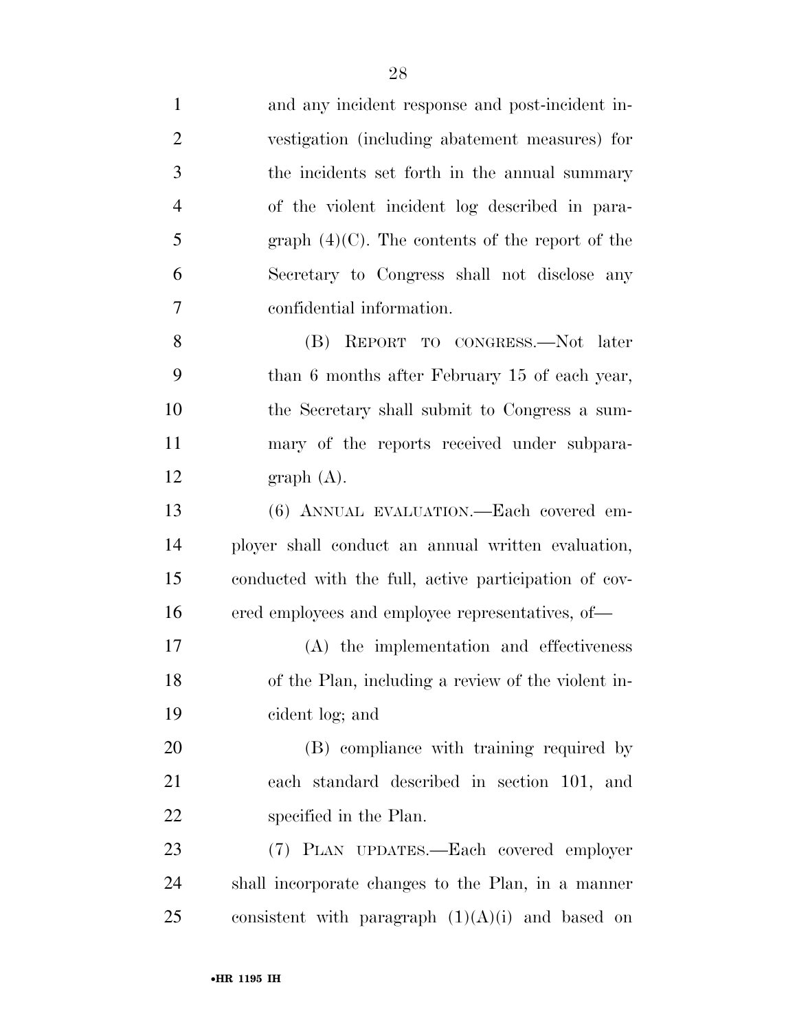and any incident response and post-incident investigation (including abatement measures) for the incidents set forth in the annual summary of the violent incident log described in paragraph (4)(C). The contents of the report of the Secretary to Congress shall not disclose any confidential information.

(B) REPORT TO CONGRESS.—Not later than 6 months after February 15 of each year, the Secretary shall submit to Congress a summary of the reports received under subparagraph (A).

(6) ANNUAL EVALUATION.—Each covered employer shall conduct an annual written evaluation, conducted with the full, active participation of covered employees and employee representatives, of—

(A) the implementation and effectiveness of the Plan, including a review of the violent incident log; and

(B) compliance with training required by each standard described in section 101, and specified in the Plan.

(7) PLAN UPDATES.—Each covered employer shall incorporate changes to the Plan, in a manner consistent with paragraph (1)(A)(i) and based on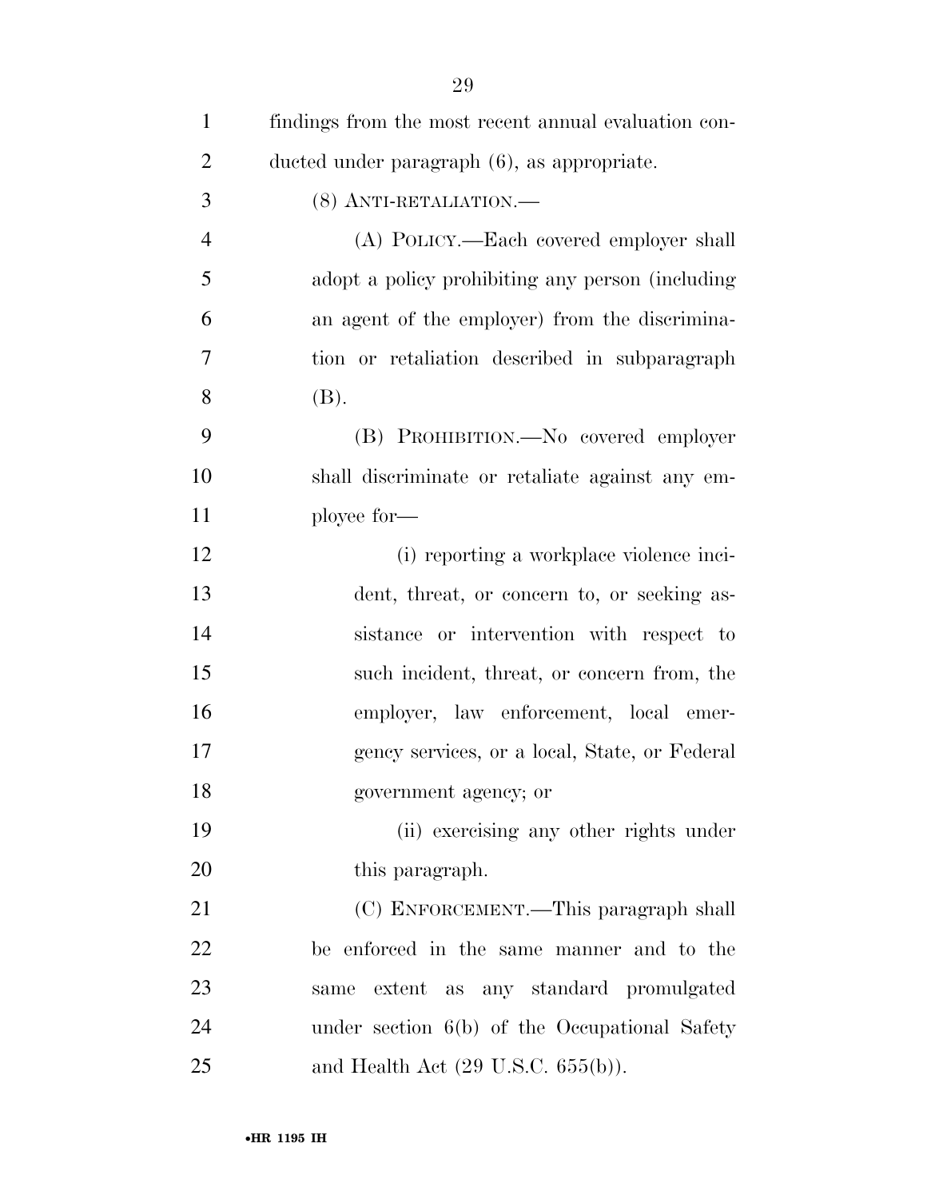findings from the most recent annual evaluation conducted under paragraph (6), as appropriate.

(8) ANTI-RETALIATION.—

(A) POLICY.—Each covered employer shall adopt a policy prohibiting any person (including an agent of the employer) from the discrimination or retaliation described in subparagraph (B).

(B) PROHIBITION.—No covered employer shall discriminate or retaliate against any employee for—

(i) reporting a workplace violence incident, threat, or concern to, or seeking assistance or intervention with respect to such incident, threat, or concern from, the employer, law enforcement, local emergency services, or a local, State, or Federal government agency; or

(ii) exercising any other rights under this paragraph.

(C) ENFORCEMENT.—This paragraph shall be enforced in the same manner and to the same extent as any standard promulgated under section 6(b) of the Occupational Safety and Health Act (29 U.S.C. 655(b)).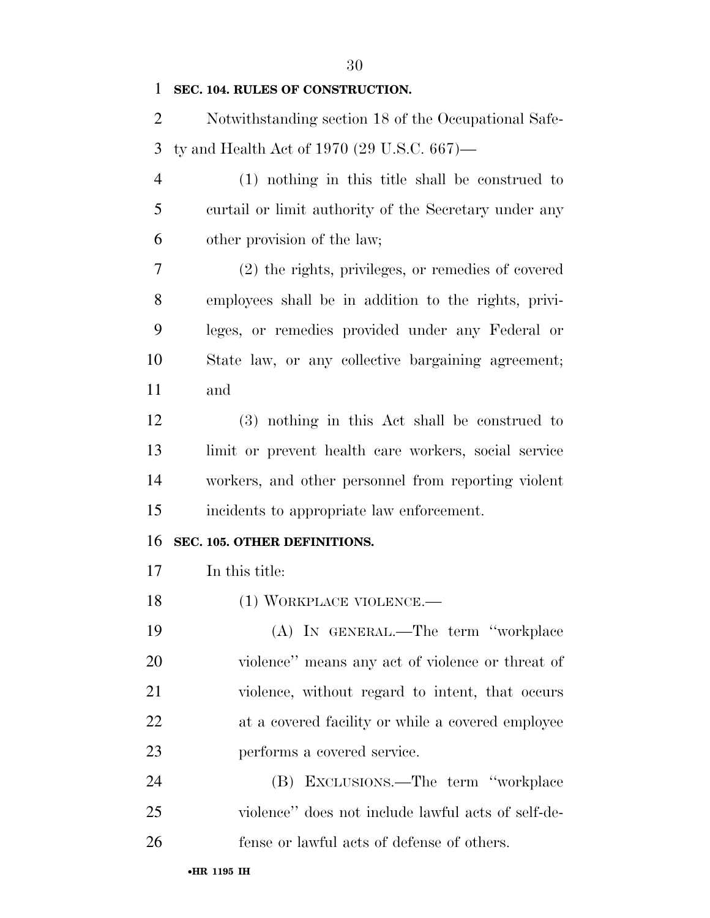**SEC. 104. RULES OF CONSTRUCTION.**

Notwithstanding section 18 of the Occupational Safety and Health Act of 1970 (29 U.S.C. 667)—

(1) nothing in this title shall be construed to curtail or limit authority of the Secretary under any other provision of the law;

(2) the rights, privileges, or remedies of covered employees shall be in addition to the rights, privileges, or remedies provided under any Federal or State law, or any collective bargaining agreement; and

(3) nothing in this Act shall be construed to limit or prevent health care workers, social service workers, and other personnel from reporting violent incidents to appropriate law enforcement.

**SEC. 105. OTHER DEFINITIONS.**

In this title:

(1) WORKPLACE VIOLENCE.—

(A) IN GENERAL.—The term ''workplace violence'' means any act of violence or threat of violence, without regard to intent, that occurs at a covered facility or while a covered employee performs a covered service.

(B) EXCLUSIONS.—The term ''workplace violence'' does not include lawful acts of self-defense or lawful acts of defense of others.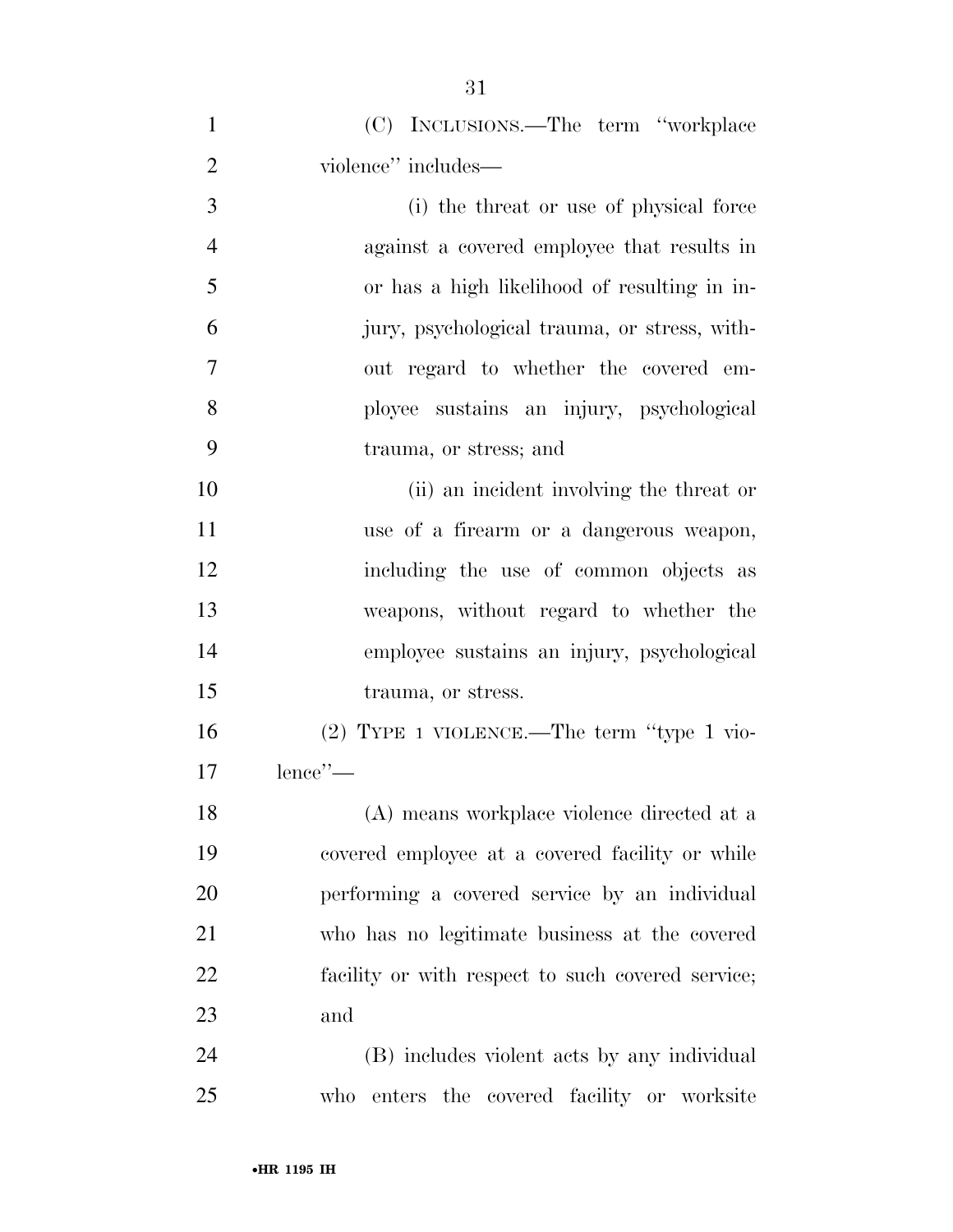(C) INCLUSIONS.—The term ''workplace violence'' includes—

(i) the threat or use of physical force against a covered employee that results in or has a high likelihood of resulting in injury, psychological trauma, or stress, without regard to whether the covered employee sustains an injury, psychological trauma, or stress; and

(ii) an incident involving the threat or use of a firearm or a dangerous weapon, including the use of common objects as weapons, without regard to whether the employee sustains an injury, psychological trauma, or stress.

(2) TYPE 1 VIOLENCE.—The term ''type 1 violence''—

(A) means workplace violence directed at a covered employee at a covered facility or while performing a covered service by an individual who has no legitimate business at the covered facility or with respect to such covered service; and

(B) includes violent acts by any individual who enters the covered facility or worksite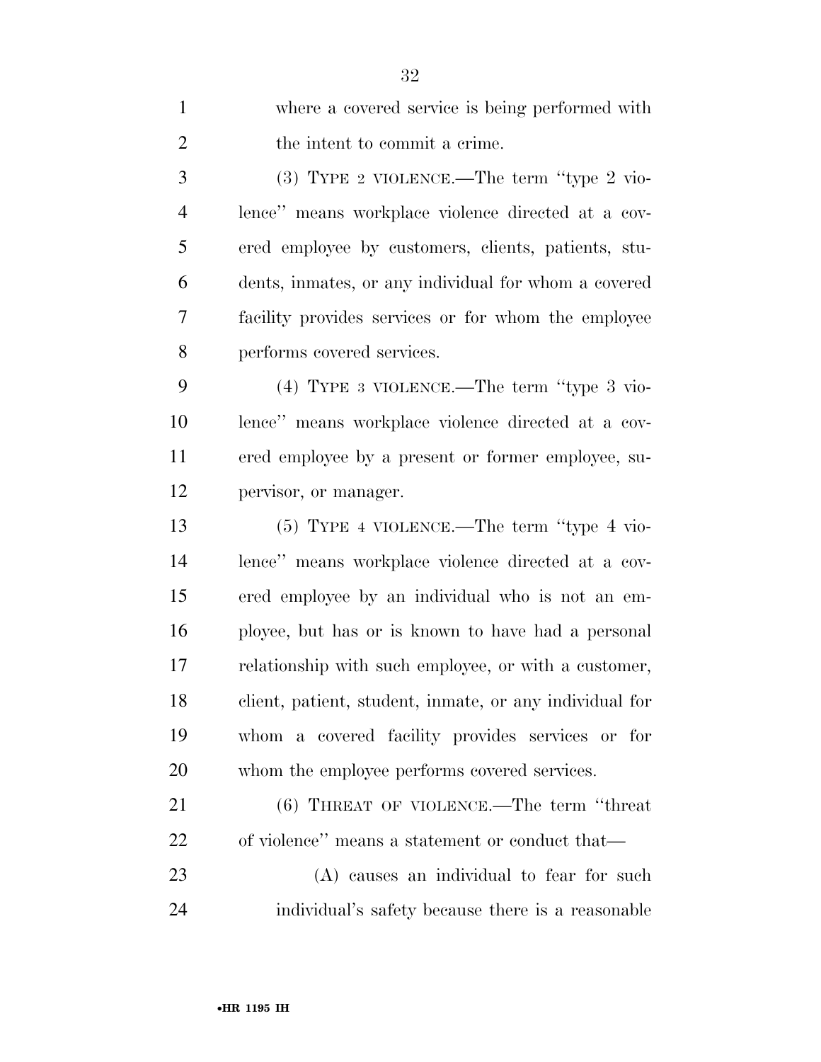where a covered service is being performed with the intent to commit a crime.

(3) TYPE 2 VIOLENCE.—The term "type 2 violence" means workplace violence directed at a covered employee by customers, clients, patients, students, inmates, or any individual for whom a covered facility provides services or for whom the employee performs covered services.

(4) TYPE 3 VIOLENCE.—The term "type 3 violence" means workplace violence directed at a covered employee by a present or former employee, supervisor, or manager.

(5) TYPE 4 VIOLENCE.—The term "type 4 violence" means workplace violence directed at a covered employee by an individual who is not an employee, but has or is known to have had a personal relationship with such employee, or with a customer, client, patient, student, inmate, or any individual for whom a covered facility provides services or for whom the employee performs covered services.

(6) THREAT OF VIOLENCE.—The term "threat of violence" means a statement or conduct that—

(A) causes an individual to fear for such individual's safety because there is a reasonable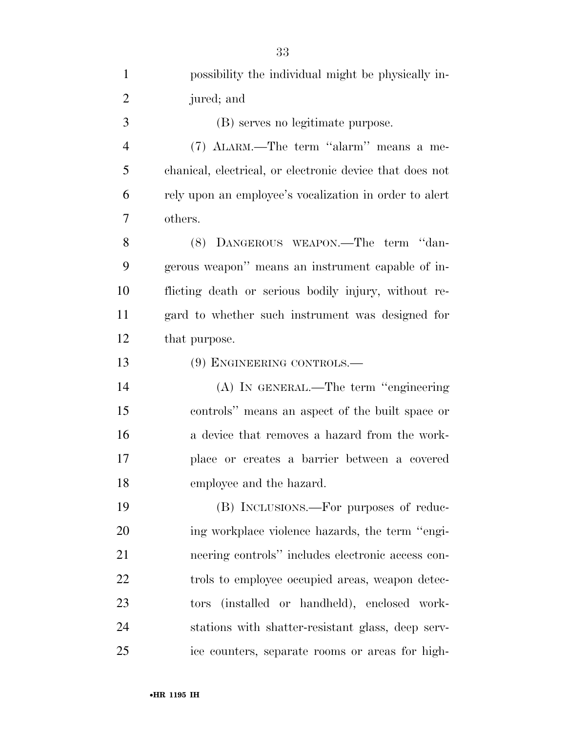possibility the individual might be physically injured; and

(B) serves no legitimate purpose.

(7) ALARM.—The term ''alarm'' means a mechanical, electrical, or electronic device that does not rely upon an employee's vocalization in order to alert others.

(8) DANGEROUS WEAPON.—The term ''dangerous weapon'' means an instrument capable of inflicting death or serious bodily injury, without regard to whether such instrument was designed for that purpose.

(9) ENGINEERING CONTROLS.—

(A) IN GENERAL.—The term ''engineering controls'' means an aspect of the built space or a device that removes a hazard from the workplace or creates a barrier between a covered employee and the hazard.

(B) INCLUSIONS.—For purposes of reducing workplace violence hazards, the term ''engineering controls'' includes electronic access controls to employee occupied areas, weapon detectors (installed or handheld), enclosed workstations with shatter-resistant glass, deep service counters, separate rooms or areas for high-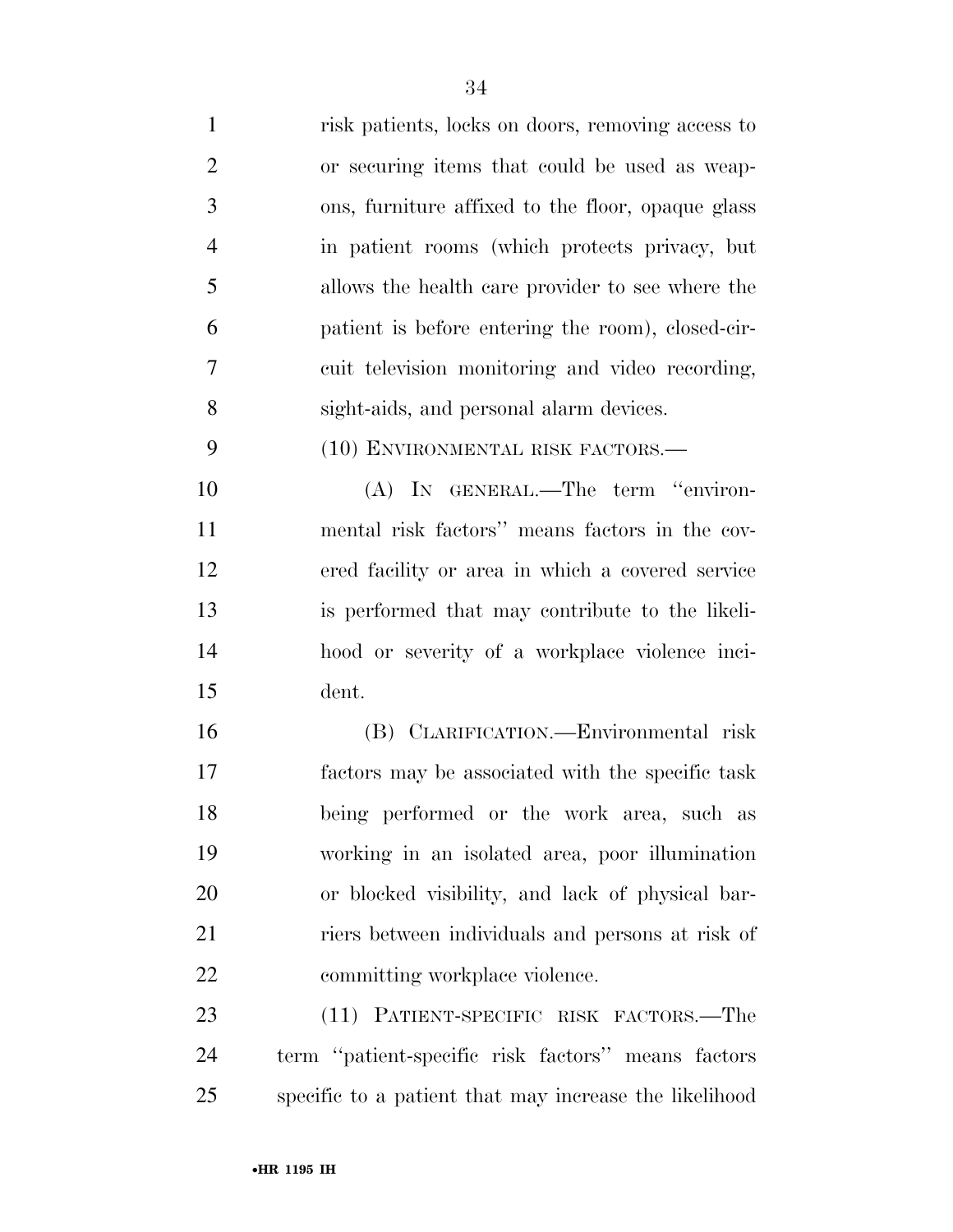risk patients, locks on doors, removing access to or securing items that could be used as weapons, furniture affixed to the floor, opaque glass in patient rooms (which protects privacy, but allows the health care provider to see where the patient is before entering the room), closed-circuit television monitoring and video recording, sight-aids, and personal alarm devices.

(10) ENVIRONMENTAL RISK FACTORS.—

(A) IN GENERAL.—The term ''environmental risk factors'' means factors in the covered facility or area in which a covered service is performed that may contribute to the likelihood or severity of a workplace violence incident.

(B) CLARIFICATION.—Environmental risk factors may be associated with the specific task being performed or the work area, such as working in an isolated area, poor illumination or blocked visibility, and lack of physical barriers between individuals and persons at risk of committing workplace violence.

(11) PATIENT-SPECIFIC RISK FACTORS.—The term ''patient-specific risk factors'' means factors specific to a patient that may increase the likelihood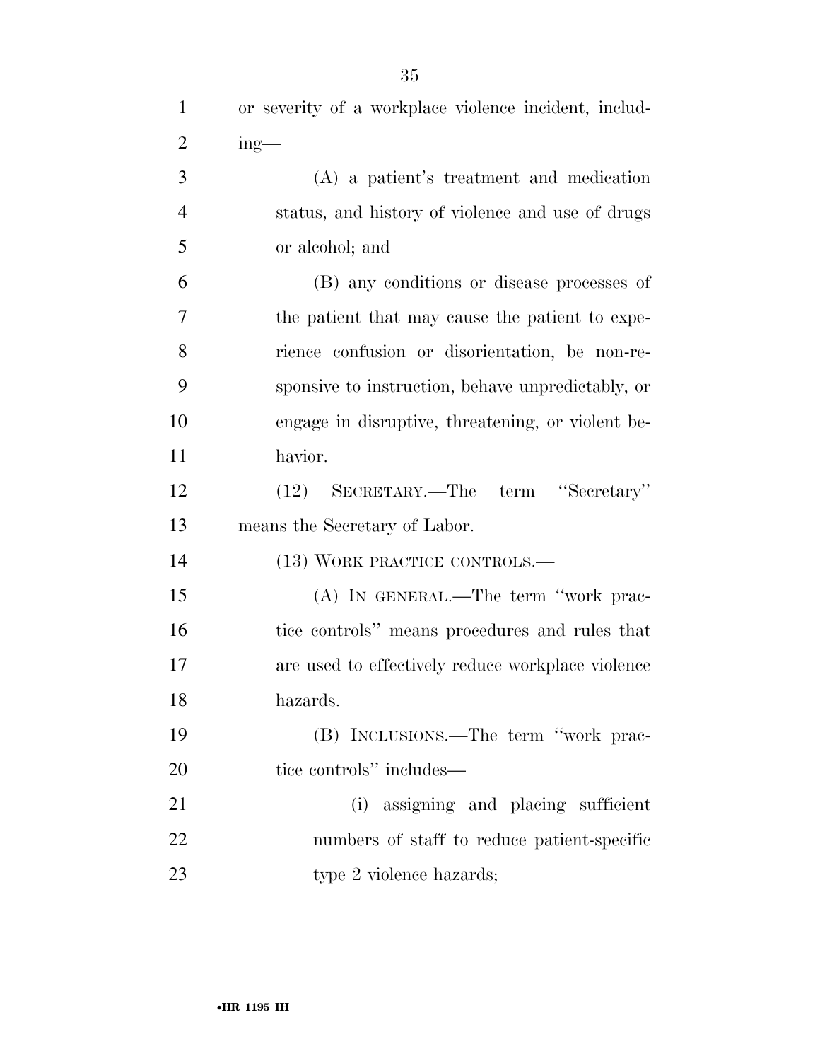or severity of a workplace violence incident, including—

(A) a patient's treatment and medication status, and history of violence and use of drugs or alcohol; and

(B) any conditions or disease processes of the patient that may cause the patient to experience confusion or disorientation, be non-responsive to instruction, behave unpredictably, or engage in disruptive, threatening, or violent behavior.

(12) SECRETARY.—The term "Secretary" means the Secretary of Labor.

(13) WORK PRACTICE CONTROLS.—

(A) IN GENERAL.—The term "work practice controls" means procedures and rules that are used to effectively reduce workplace violence hazards.

(B) INCLUSIONS.—The term "work practice controls" includes—

(i) assigning and placing sufficient numbers of staff to reduce patient-specific type 2 violence hazards;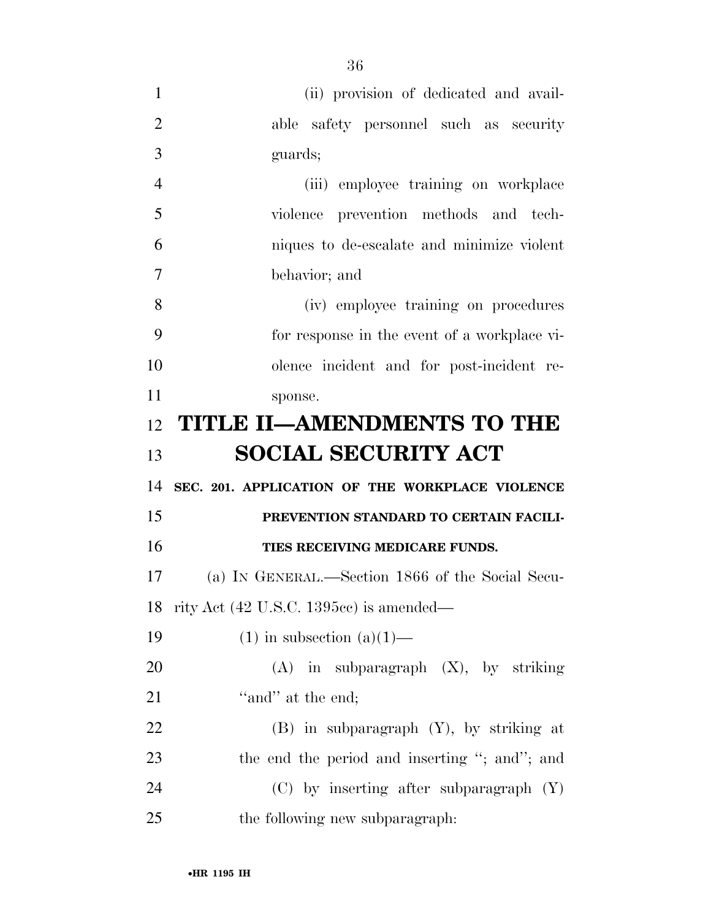(ii) provision of dedicated and available safety personnel such as security guards;

(iii) employee training on workplace violence prevention methods and techniques to de-escalate and minimize violent behavior; and

(iv) employee training on procedures for response in the event of a workplace violence incident and for post-incident response.

# TITLE II—AMENDMENTS TO THE SOCIAL SECURITY ACT

## SEC. 201. APPLICATION OF THE WORKPLACE VIOLENCE PREVENTION STANDARD TO CERTAIN FACILITIES RECEIVING MEDICARE FUNDS.

(a) IN GENERAL.—Section 1866 of the Social Security Act (42 U.S.C. 1395cc) is amended—

(1) in subsection (a)(1)—

(A) in subparagraph (X), by striking "and" at the end;

(B) in subparagraph (Y), by striking at the end the period and inserting "; and"; and

(C) by inserting after subparagraph (Y) the following new subparagraph: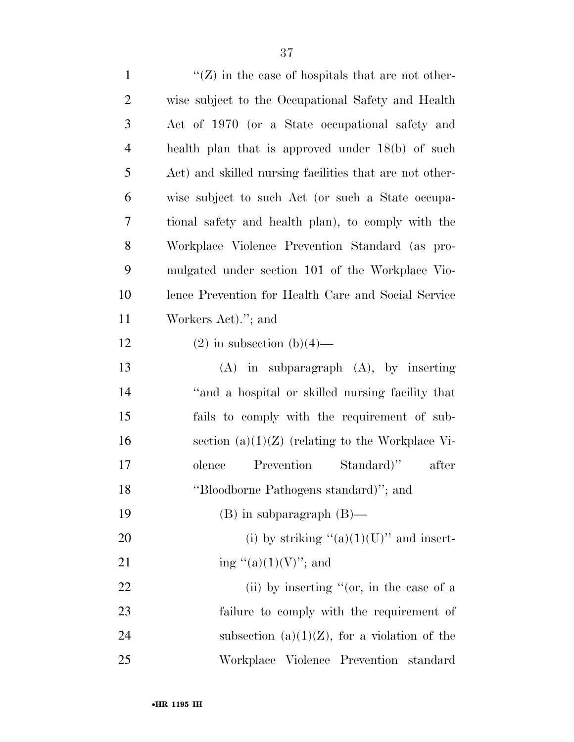"(Z) in the case of hospitals that are not otherwise subject to the Occupational Safety and Health Act of 1970 (or a State occupational safety and health plan that is approved under 18(b) of such Act) and skilled nursing facilities that are not otherwise subject to such Act (or such a State occupational safety and health plan), to comply with the Workplace Violence Prevention Standard (as promulgated under section 101 of the Workplace Violence Prevention for Health Care and Social Service Workers Act)."; and

(2) in subsection (b)(4)—

(A) in subparagraph (A), by inserting "and a hospital or skilled nursing facility that fails to comply with the requirement of subsection (a)(1)(Z) (relating to the Workplace Violence Prevention Standard)" after "Bloodborne Pathogens standard)"; and

(B) in subparagraph (B)—

(i) by striking "(a)(1)(U)" and inserting "(a)(1)(V)"; and

(ii) by inserting "(or, in the case of a failure to comply with the requirement of subsection (a)(1)(Z), for a violation of the Workplace Violence Prevention standard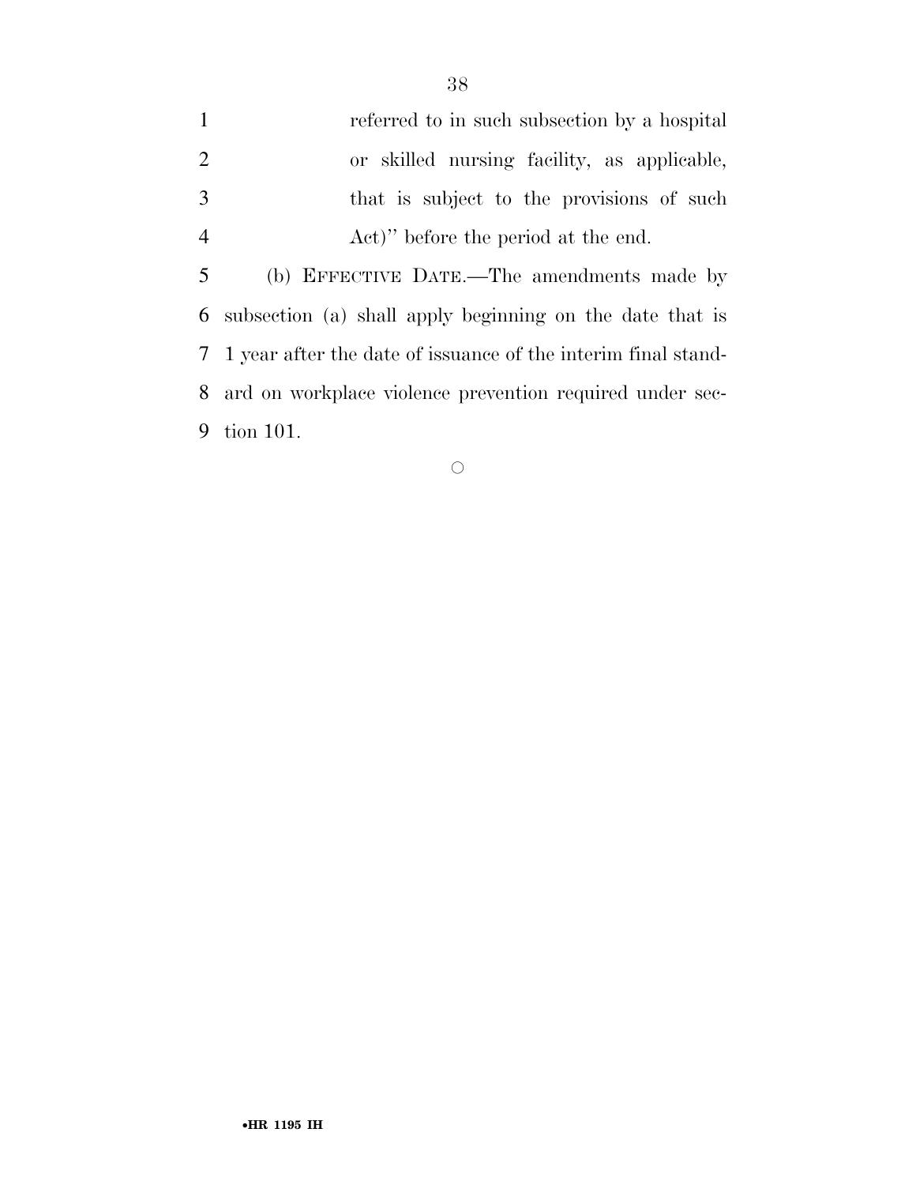referred to in such subsection by a hospital or skilled nursing facility, as applicable, that is subject to the provisions of such Act)'' before the period at the end.

(b) EFFECTIVE DATE.—The amendments made by subsection (a) shall apply beginning on the date that is 1 year after the date of issuance of the interim final standard on workplace violence prevention required under section 101.

○